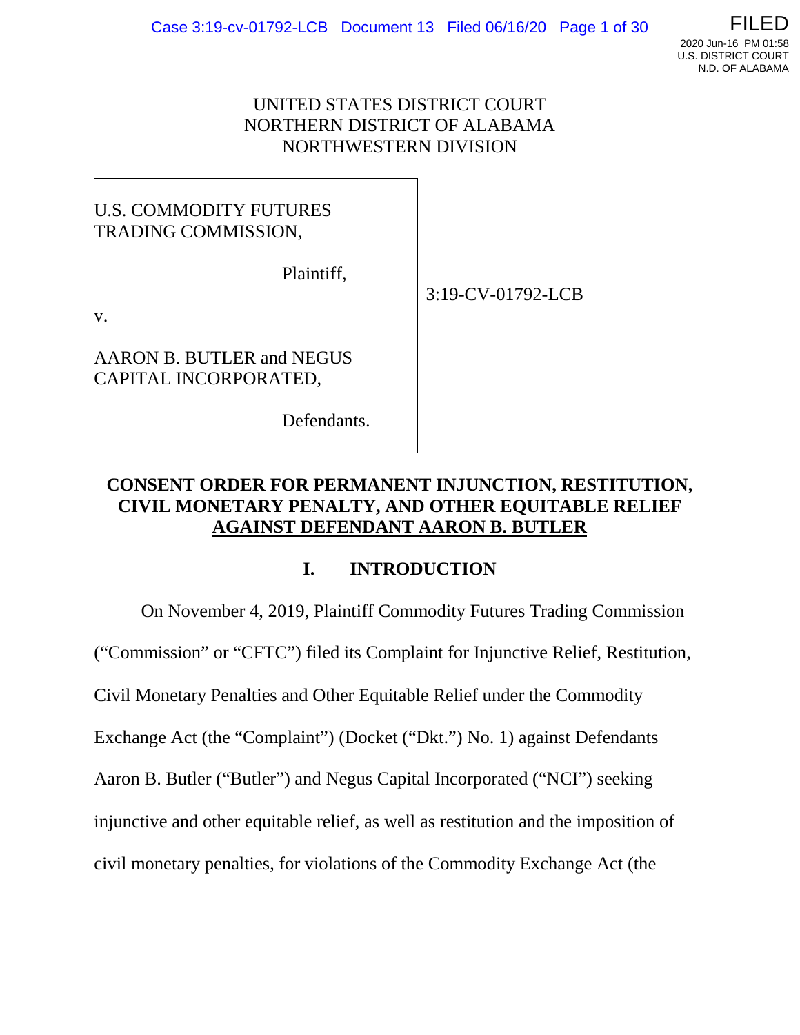UNITED STATES DISTRICT COURT
NORTHERN DISTRICT OF ALABAMA
NORTHWESTERN DIVISION

| | |
|---|---|
| U.S. COMMODITY FUTURES TRADING COMMISSION,<br><br>Plaintiff,<br><br>v.<br><br>AARON B. BUTLER and NEGUS CAPITAL INCORPORATED,<br><br>Defendants. | 3:19-CV-01792-LCB |

**CONSENT ORDER FOR PERMANENT INJUNCTION, RESTITUTION, CIVIL MONETARY PENALTY, AND OTHER EQUITABLE RELIEF AGAINST DEFENDANT AARON B. BUTLER**

## I. INTRODUCTION

On November 4, 2019, Plaintiff Commodity Futures Trading Commission ("Commission" or "CFTC") filed its Complaint for Injunctive Relief, Restitution, Civil Monetary Penalties and Other Equitable Relief under the Commodity Exchange Act (the "Complaint") (Docket ("Dkt.") No. 1) against Defendants Aaron B. Butler ("Butler") and Negus Capital Incorporated ("NCI") seeking injunctive and other equitable relief, as well as restitution and the imposition of civil monetary penalties, for violations of the Commodity Exchange Act (the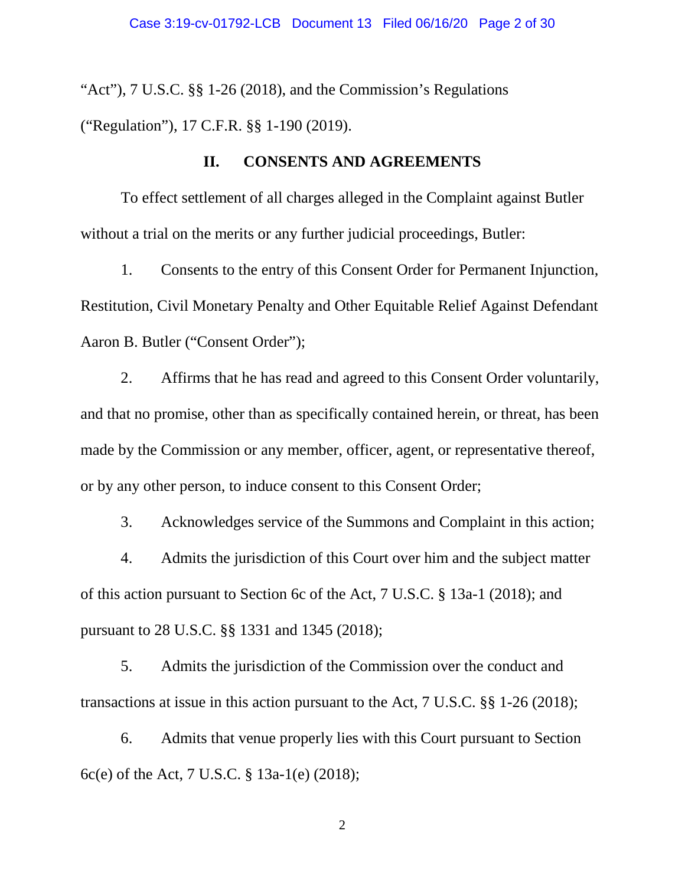"Act"), 7 U.S.C. §§ 1-26 (2018), and the Commission's Regulations ("Regulation"), 17 C.F.R. §§ 1-190 (2019).

## II. CONSENTS AND AGREEMENTS

To effect settlement of all charges alleged in the Complaint against Butler without a trial on the merits or any further judicial proceedings, Butler:

1. Consents to the entry of this Consent Order for Permanent Injunction, Restitution, Civil Monetary Penalty and Other Equitable Relief Against Defendant Aaron B. Butler ("Consent Order");

2. Affirms that he has read and agreed to this Consent Order voluntarily, and that no promise, other than as specifically contained herein, or threat, has been made by the Commission or any member, officer, agent, or representative thereof, or by any other person, to induce consent to this Consent Order;

3. Acknowledges service of the Summons and Complaint in this action;

4. Admits the jurisdiction of this Court over him and the subject matter of this action pursuant to Section 6c of the Act, 7 U.S.C. § 13a-1 (2018); and pursuant to 28 U.S.C. §§ 1331 and 1345 (2018);

5. Admits the jurisdiction of the Commission over the conduct and transactions at issue in this action pursuant to the Act, 7 U.S.C. §§ 1-26 (2018);

6. Admits that venue properly lies with this Court pursuant to Section 6c(e) of the Act, 7 U.S.C. § 13a-1(e) (2018);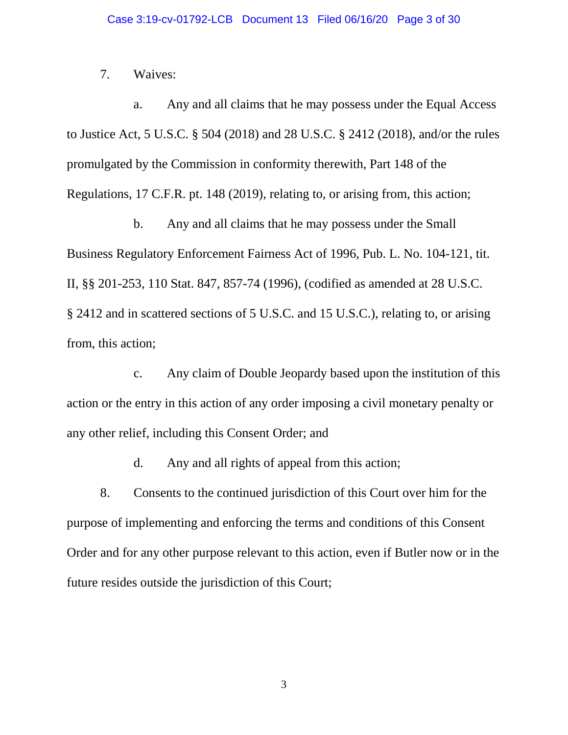7. Waives:

a. Any and all claims that he may possess under the Equal Access to Justice Act, 5 U.S.C. § 504 (2018) and 28 U.S.C. § 2412 (2018), and/or the rules promulgated by the Commission in conformity therewith, Part 148 of the Regulations, 17 C.F.R. pt. 148 (2019), relating to, or arising from, this action;

b. Any and all claims that he may possess under the Small Business Regulatory Enforcement Fairness Act of 1996, Pub. L. No. 104-121, tit. II, §§ 201-253, 110 Stat. 847, 857-74 (1996), (codified as amended at 28 U.S.C. § 2412 and in scattered sections of 5 U.S.C. and 15 U.S.C.), relating to, or arising from, this action;

c. Any claim of Double Jeopardy based upon the institution of this action or the entry in this action of any order imposing a civil monetary penalty or any other relief, including this Consent Order; and

d. Any and all rights of appeal from this action;

8. Consents to the continued jurisdiction of this Court over him for the purpose of implementing and enforcing the terms and conditions of this Consent Order and for any other purpose relevant to this action, even if Butler now or in the future resides outside the jurisdiction of this Court;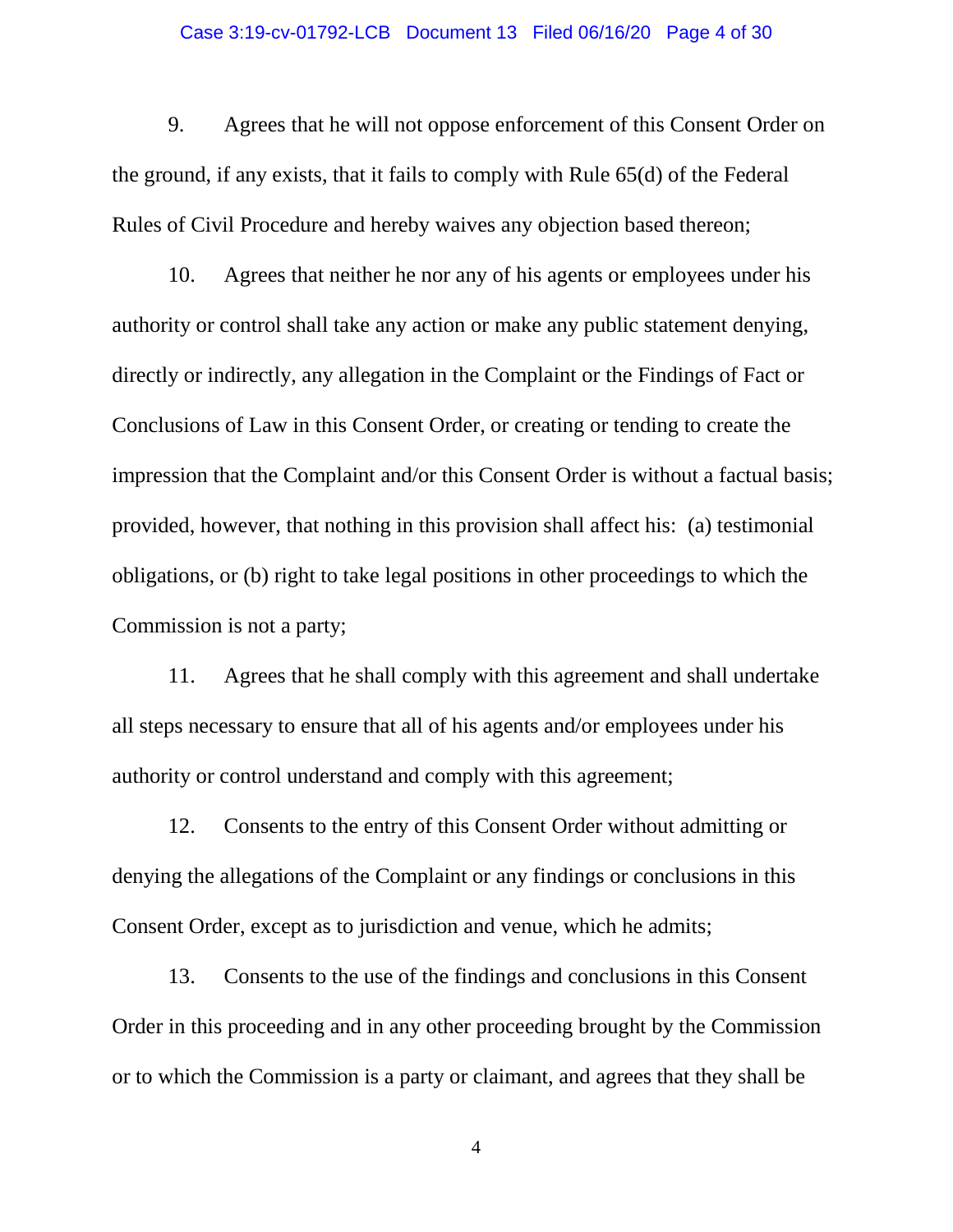9. Agrees that he will not oppose enforcement of this Consent Order on the ground, if any exists, that it fails to comply with Rule 65(d) of the Federal Rules of Civil Procedure and hereby waives any objection based thereon;

10. Agrees that neither he nor any of his agents or employees under his authority or control shall take any action or make any public statement denying, directly or indirectly, any allegation in the Complaint or the Findings of Fact or Conclusions of Law in this Consent Order, or creating or tending to create the impression that the Complaint and/or this Consent Order is without a factual basis; provided, however, that nothing in this provision shall affect his: (a) testimonial obligations, or (b) right to take legal positions in other proceedings to which the Commission is not a party;

11. Agrees that he shall comply with this agreement and shall undertake all steps necessary to ensure that all of his agents and/or employees under his authority or control understand and comply with this agreement;

12. Consents to the entry of this Consent Order without admitting or denying the allegations of the Complaint or any findings or conclusions in this Consent Order, except as to jurisdiction and venue, which he admits;

13. Consents to the use of the findings and conclusions in this Consent Order in this proceeding and in any other proceeding brought by the Commission or to which the Commission is a party or claimant, and agrees that they shall be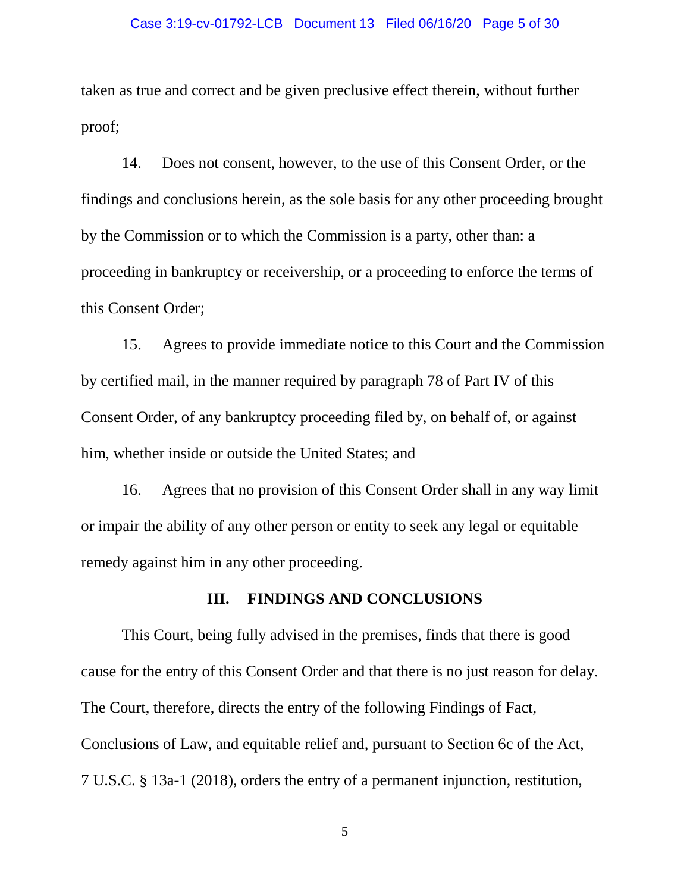taken as true and correct and be given preclusive effect therein, without further proof;

14. Does not consent, however, to the use of this Consent Order, or the findings and conclusions herein, as the sole basis for any other proceeding brought by the Commission or to which the Commission is a party, other than: a proceeding in bankruptcy or receivership, or a proceeding to enforce the terms of this Consent Order;

15. Agrees to provide immediate notice to this Court and the Commission by certified mail, in the manner required by paragraph 78 of Part IV of this Consent Order, of any bankruptcy proceeding filed by, on behalf of, or against him, whether inside or outside the United States; and

16. Agrees that no provision of this Consent Order shall in any way limit or impair the ability of any other person or entity to seek any legal or equitable remedy against him in any other proceeding.

## III. FINDINGS AND CONCLUSIONS

This Court, being fully advised in the premises, finds that there is good cause for the entry of this Consent Order and that there is no just reason for delay. The Court, therefore, directs the entry of the following Findings of Fact, Conclusions of Law, and equitable relief and, pursuant to Section 6c of the Act, 7 U.S.C. § 13a-1 (2018), orders the entry of a permanent injunction, restitution,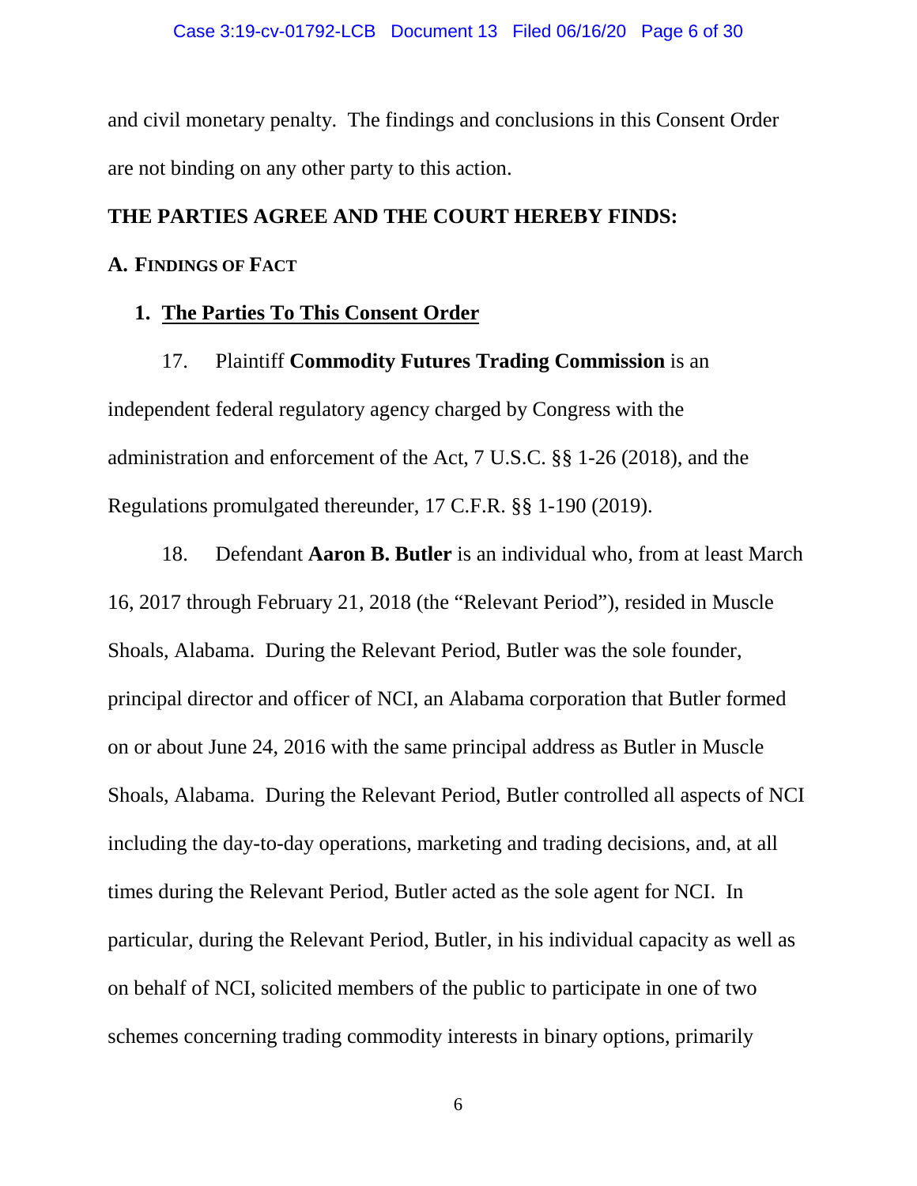and civil monetary penalty. The findings and conclusions in this Consent Order are not binding on any other party to this action.

**THE PARTIES AGREE AND THE COURT HEREBY FINDS:**

## A. FINDINGS OF FACT

### 1. The Parties To This Consent Order

17. Plaintiff **Commodity Futures Trading Commission** is an independent federal regulatory agency charged by Congress with the administration and enforcement of the Act, 7 U.S.C. §§ 1-26 (2018), and the Regulations promulgated thereunder, 17 C.F.R. §§ 1-190 (2019).

18. Defendant **Aaron B. Butler** is an individual who, from at least March 16, 2017 through February 21, 2018 (the "Relevant Period"), resided in Muscle Shoals, Alabama. During the Relevant Period, Butler was the sole founder, principal director and officer of NCI, an Alabama corporation that Butler formed on or about June 24, 2016 with the same principal address as Butler in Muscle Shoals, Alabama. During the Relevant Period, Butler controlled all aspects of NCI including the day-to-day operations, marketing and trading decisions, and, at all times during the Relevant Period, Butler acted as the sole agent for NCI. In particular, during the Relevant Period, Butler, in his individual capacity as well as on behalf of NCI, solicited members of the public to participate in one of two schemes concerning trading commodity interests in binary options, primarily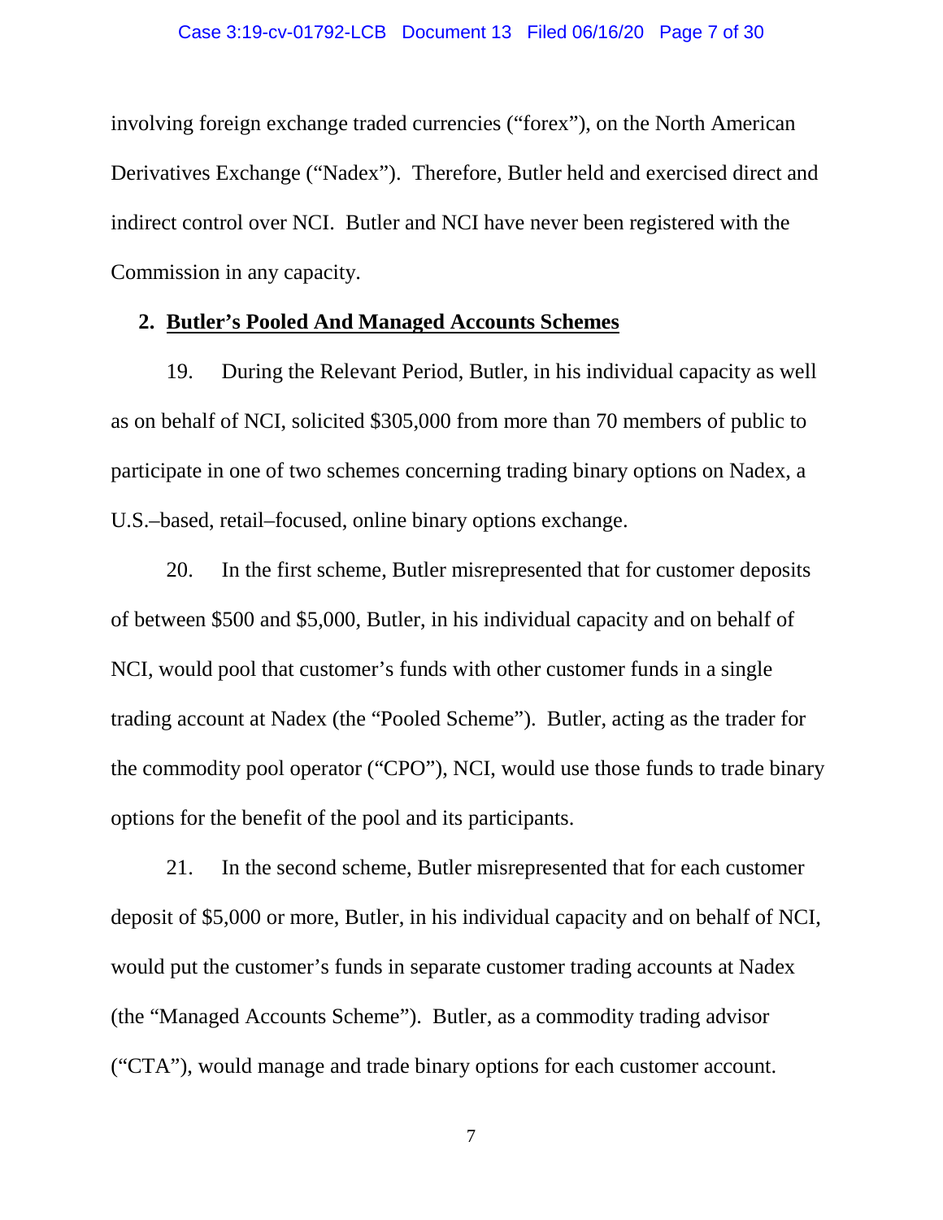involving foreign exchange traded currencies ("forex"), on the North American Derivatives Exchange ("Nadex"). Therefore, Butler held and exercised direct and indirect control over NCI. Butler and NCI have never been registered with the Commission in any capacity.

**2. <u>Butler's Pooled And Managed Accounts Schemes</u>**

19. During the Relevant Period, Butler, in his individual capacity as well as on behalf of NCI, solicited $305,000 from more than 70 members of public to participate in one of two schemes concerning trading binary options on Nadex, a U.S.–based, retail–focused, online binary options exchange.

20. In the first scheme, Butler misrepresented that for customer deposits of between $500 and $5,000, Butler, in his individual capacity and on behalf of NCI, would pool that customer's funds with other customer funds in a single trading account at Nadex (the "Pooled Scheme"). Butler, acting as the trader for the commodity pool operator ("CPO"), NCI, would use those funds to trade binary options for the benefit of the pool and its participants.

21. In the second scheme, Butler misrepresented that for each customer deposit of $5,000 or more, Butler, in his individual capacity and on behalf of NCI, would put the customer's funds in separate customer trading accounts at Nadex (the "Managed Accounts Scheme"). Butler, as a commodity trading advisor ("CTA"), would manage and trade binary options for each customer account.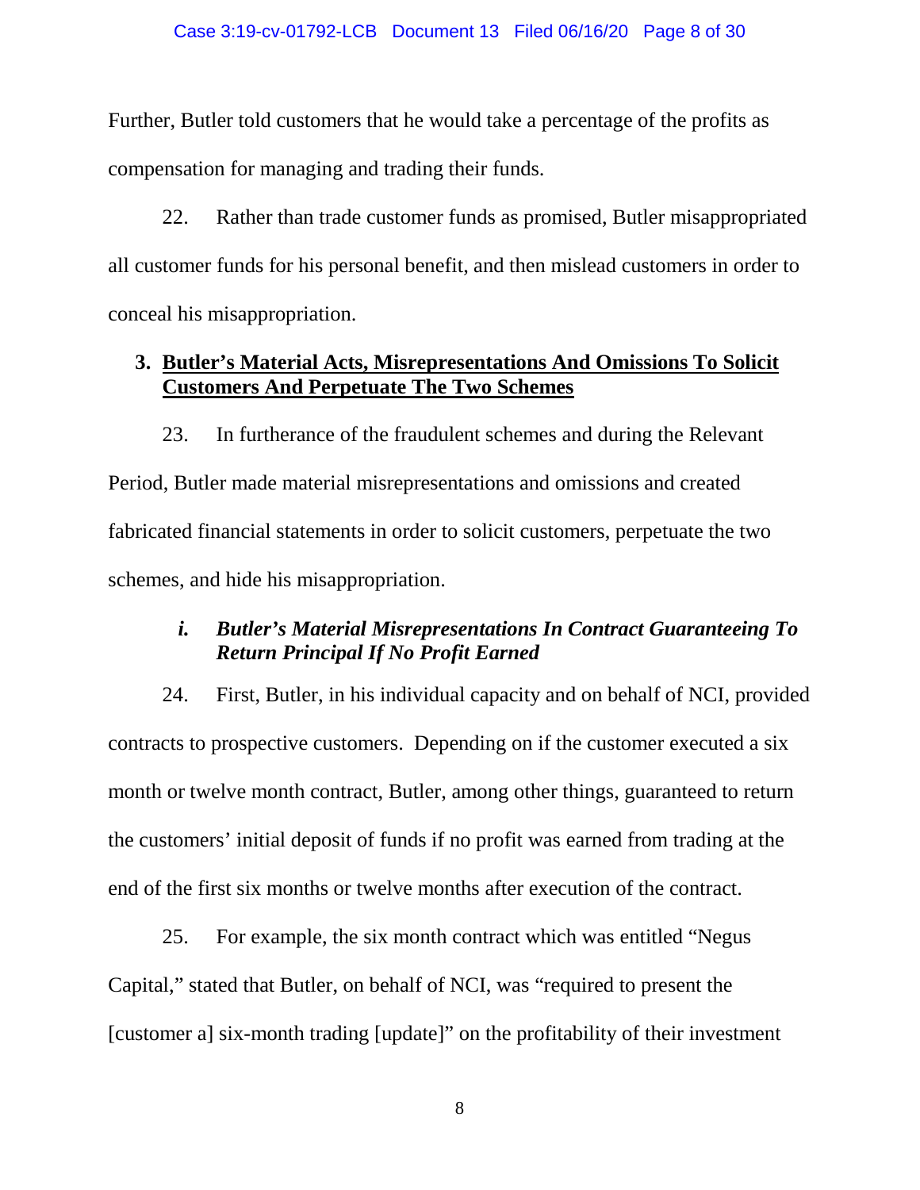Further, Butler told customers that he would take a percentage of the profits as compensation for managing and trading their funds.

22. Rather than trade customer funds as promised, Butler misappropriated all customer funds for his personal benefit, and then mislead customers in order to conceal his misappropriation.

### 3. <u>Butler's Material Acts, Misrepresentations And Omissions To Solicit Customers And Perpetuate The Two Schemes</u>

23. In furtherance of the fraudulent schemes and during the Relevant Period, Butler made material misrepresentations and omissions and created fabricated financial statements in order to solicit customers, perpetuate the two schemes, and hide his misappropriation.

#### *i. Butler's Material Misrepresentations In Contract Guaranteeing To Return Principal If No Profit Earned*

24. First, Butler, in his individual capacity and on behalf of NCI, provided contracts to prospective customers. Depending on if the customer executed a six month or twelve month contract, Butler, among other things, guaranteed to return the customers' initial deposit of funds if no profit was earned from trading at the end of the first six months or twelve months after execution of the contract.

25. For example, the six month contract which was entitled "Negus Capital," stated that Butler, on behalf of NCI, was "required to present the [customer a] six-month trading [update]" on the profitability of their investment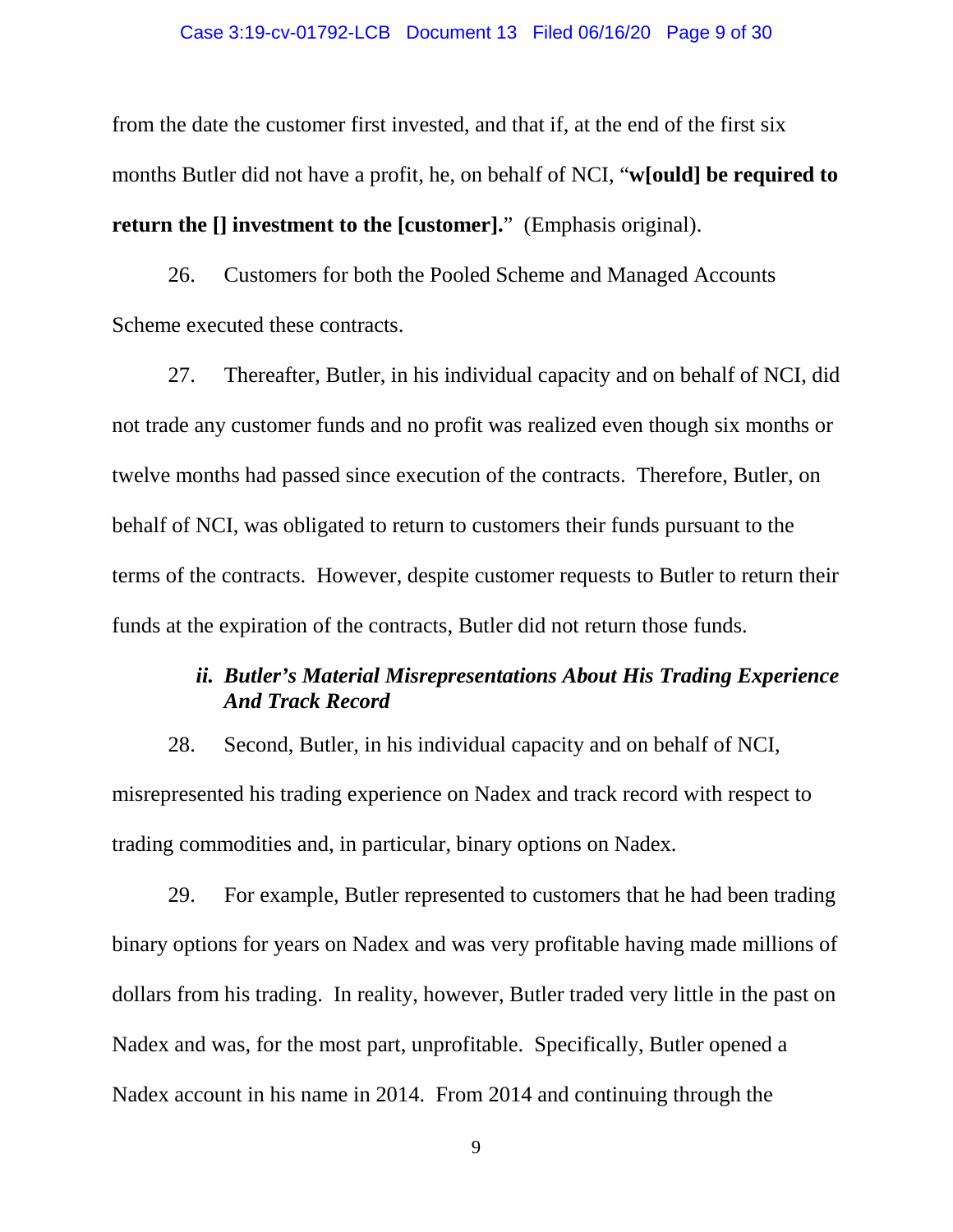from the date the customer first invested, and that if, at the end of the first six months Butler did not have a profit, he, on behalf of NCI, "**w[ould] be required to return the [] investment to the [customer].**" (Emphasis original).

26. Customers for both the Pooled Scheme and Managed Accounts Scheme executed these contracts.

27. Thereafter, Butler, in his individual capacity and on behalf of NCI, did not trade any customer funds and no profit was realized even though six months or twelve months had passed since execution of the contracts. Therefore, Butler, on behalf of NCI, was obligated to return to customers their funds pursuant to the terms of the contracts. However, despite customer requests to Butler to return their funds at the expiration of the contracts, Butler did not return those funds.

#### *ii. Butler's Material Misrepresentations About His Trading Experience And Track Record*

28. Second, Butler, in his individual capacity and on behalf of NCI, misrepresented his trading experience on Nadex and track record with respect to trading commodities and, in particular, binary options on Nadex.

29. For example, Butler represented to customers that he had been trading binary options for years on Nadex and was very profitable having made millions of dollars from his trading. In reality, however, Butler traded very little in the past on Nadex and was, for the most part, unprofitable. Specifically, Butler opened a Nadex account in his name in 2014. From 2014 and continuing through the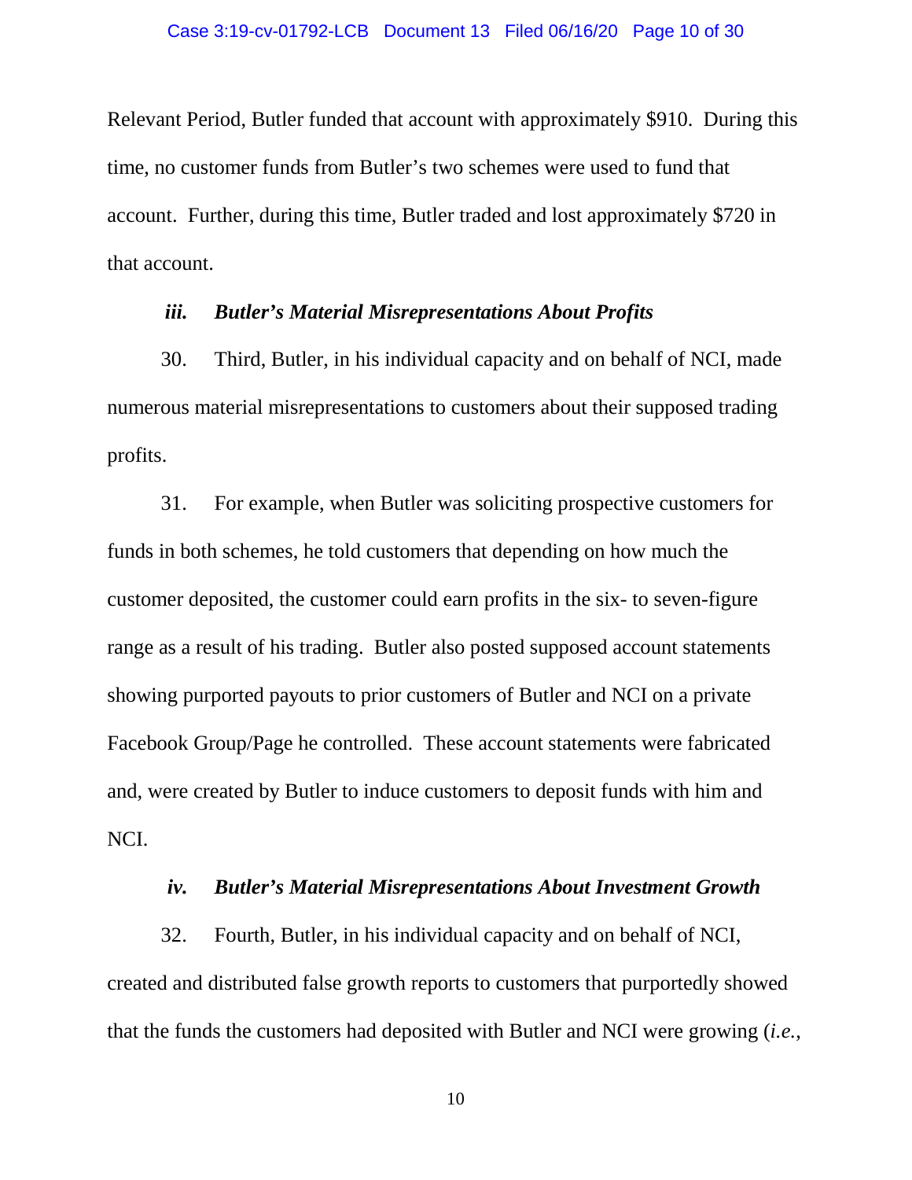Relevant Period, Butler funded that account with approximately $910. During this time, no customer funds from Butler's two schemes were used to fund that account. Further, during this time, Butler traded and lost approximately $720 in that account.

### *iii. Butler's Material Misrepresentations About Profits*

30. Third, Butler, in his individual capacity and on behalf of NCI, made numerous material misrepresentations to customers about their supposed trading profits.

31. For example, when Butler was soliciting prospective customers for funds in both schemes, he told customers that depending on how much the customer deposited, the customer could earn profits in the six- to seven-figure range as a result of his trading. Butler also posted supposed account statements showing purported payouts to prior customers of Butler and NCI on a private Facebook Group/Page he controlled. These account statements were fabricated and, were created by Butler to induce customers to deposit funds with him and NCI.

### *iv. Butler's Material Misrepresentations About Investment Growth*

32. Fourth, Butler, in his individual capacity and on behalf of NCI, created and distributed false growth reports to customers that purportedly showed that the funds the customers had deposited with Butler and NCI were growing (*i.e.*,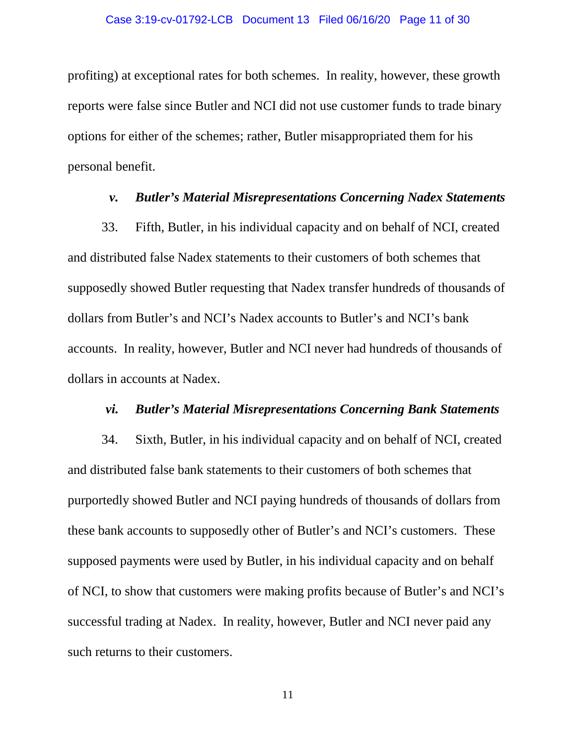profiting) at exceptional rates for both schemes. In reality, however, these growth reports were false since Butler and NCI did not use customer funds to trade binary options for either of the schemes; rather, Butler misappropriated them for his personal benefit.

### *v. Butler's Material Misrepresentations Concerning Nadex Statements*

33. Fifth, Butler, in his individual capacity and on behalf of NCI, created and distributed false Nadex statements to their customers of both schemes that supposedly showed Butler requesting that Nadex transfer hundreds of thousands of dollars from Butler's and NCI's Nadex accounts to Butler's and NCI's bank accounts. In reality, however, Butler and NCI never had hundreds of thousands of dollars in accounts at Nadex.

### *vi. Butler's Material Misrepresentations Concerning Bank Statements*

34. Sixth, Butler, in his individual capacity and on behalf of NCI, created and distributed false bank statements to their customers of both schemes that purportedly showed Butler and NCI paying hundreds of thousands of dollars from these bank accounts to supposedly other of Butler's and NCI's customers. These supposed payments were used by Butler, in his individual capacity and on behalf of NCI, to show that customers were making profits because of Butler's and NCI's successful trading at Nadex. In reality, however, Butler and NCI never paid any such returns to their customers.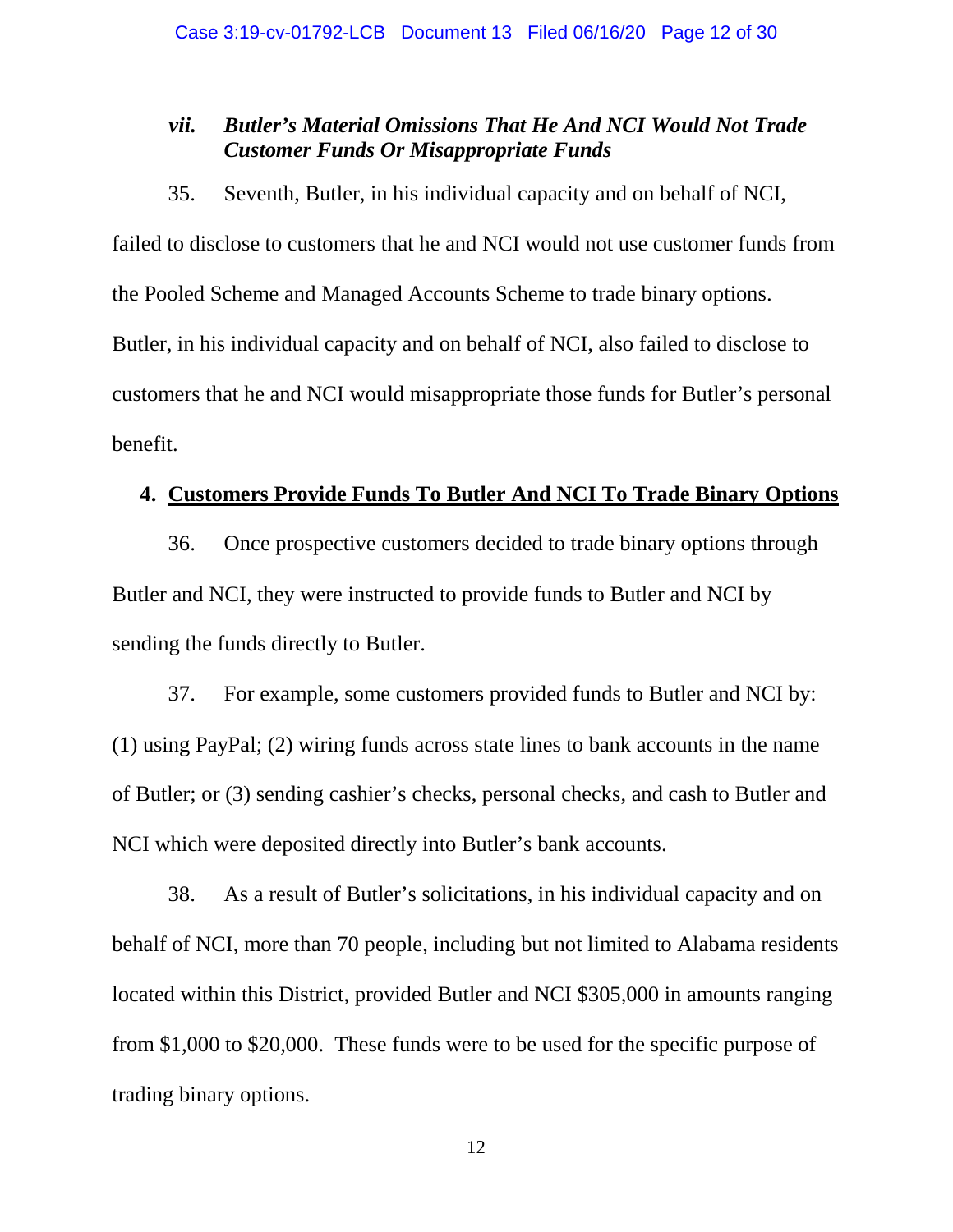#### *vii. Butler's Material Omissions That He And NCI Would Not Trade Customer Funds Or Misappropriate Funds*

35. Seventh, Butler, in his individual capacity and on behalf of NCI, failed to disclose to customers that he and NCI would not use customer funds from the Pooled Scheme and Managed Accounts Scheme to trade binary options. Butler, in his individual capacity and on behalf of NCI, also failed to disclose to customers that he and NCI would misappropriate those funds for Butler's personal benefit.

### 4. **Customers Provide Funds To Butler And NCI To Trade Binary Options**

36. Once prospective customers decided to trade binary options through Butler and NCI, they were instructed to provide funds to Butler and NCI by sending the funds directly to Butler.

37. For example, some customers provided funds to Butler and NCI by: (1) using PayPal; (2) wiring funds across state lines to bank accounts in the name of Butler; or (3) sending cashier's checks, personal checks, and cash to Butler and NCI which were deposited directly into Butler's bank accounts.

38. As a result of Butler's solicitations, in his individual capacity and on behalf of NCI, more than 70 people, including but not limited to Alabama residents located within this District, provided Butler and NCI $305,000 in amounts ranging from $1,000 to $20,000. These funds were to be used for the specific purpose of trading binary options.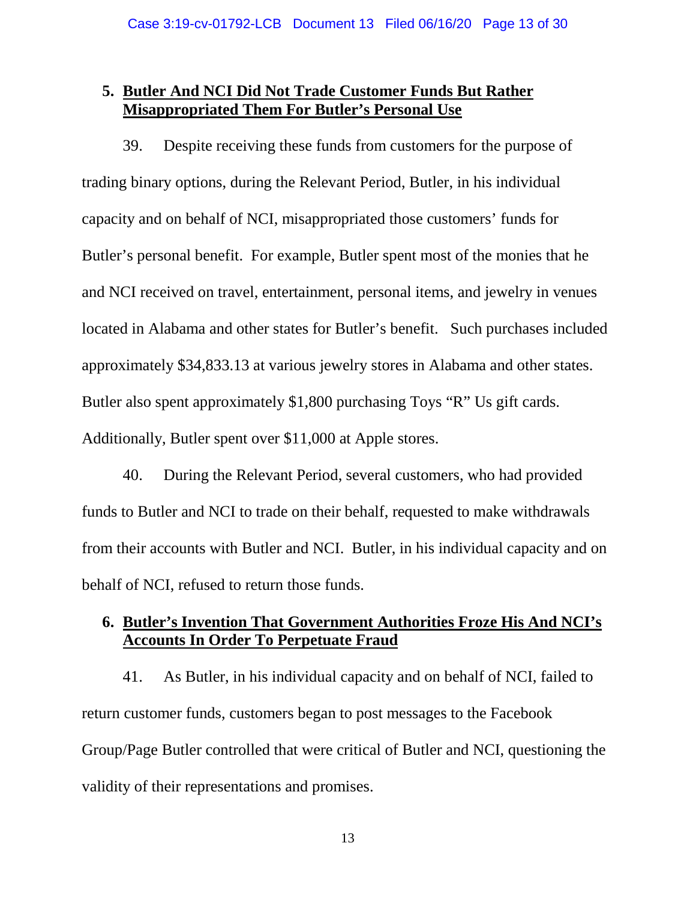### 5. <u>Butler And NCI Did Not Trade Customer Funds But Rather Misappropriated Them For Butler's Personal Use</u>

39. Despite receiving these funds from customers for the purpose of trading binary options, during the Relevant Period, Butler, in his individual capacity and on behalf of NCI, misappropriated those customers' funds for Butler's personal benefit. For example, Butler spent most of the monies that he and NCI received on travel, entertainment, personal items, and jewelry in venues located in Alabama and other states for Butler's benefit. Such purchases included approximately $34,833.13 at various jewelry stores in Alabama and other states. Butler also spent approximately $1,800 purchasing Toys "R" Us gift cards. Additionally, Butler spent over $11,000 at Apple stores.

40. During the Relevant Period, several customers, who had provided funds to Butler and NCI to trade on their behalf, requested to make withdrawals from their accounts with Butler and NCI. Butler, in his individual capacity and on behalf of NCI, refused to return those funds.

### 6. <u>Butler's Invention That Government Authorities Froze His And NCI's Accounts In Order To Perpetuate Fraud</u>

41. As Butler, in his individual capacity and on behalf of NCI, failed to return customer funds, customers began to post messages to the Facebook Group/Page Butler controlled that were critical of Butler and NCI, questioning the validity of their representations and promises.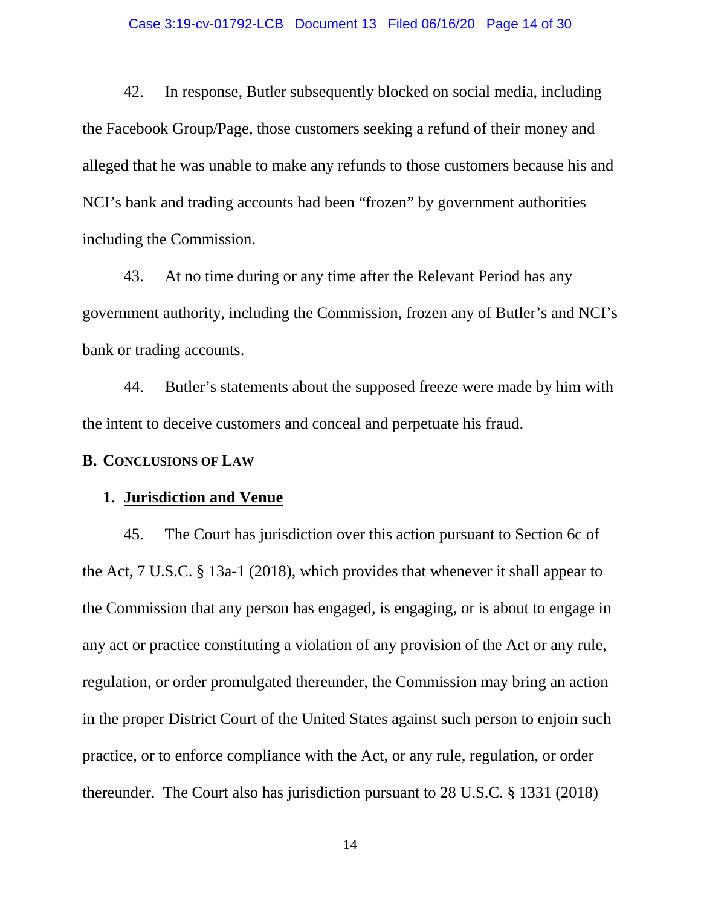42. In response, Butler subsequently blocked on social media, including the Facebook Group/Page, those customers seeking a refund of their money and alleged that he was unable to make any refunds to those customers because his and NCI's bank and trading accounts had been "frozen" by government authorities including the Commission.

43. At no time during or any time after the Relevant Period has any government authority, including the Commission, frozen any of Butler's and NCI's bank or trading accounts.

44. Butler's statements about the supposed freeze were made by him with the intent to deceive customers and conceal and perpetuate his fraud.

### B. CONCLUSIONS OF LAW

#### 1. Jurisdiction and Venue

45. The Court has jurisdiction over this action pursuant to Section 6c of the Act, 7 U.S.C. § 13a-1 (2018), which provides that whenever it shall appear to the Commission that any person has engaged, is engaging, or is about to engage in any act or practice constituting a violation of any provision of the Act or any rule, regulation, or order promulgated thereunder, the Commission may bring an action in the proper District Court of the United States against such person to enjoin such practice, or to enforce compliance with the Act, or any rule, regulation, or order thereunder. The Court also has jurisdiction pursuant to 28 U.S.C. § 1331 (2018)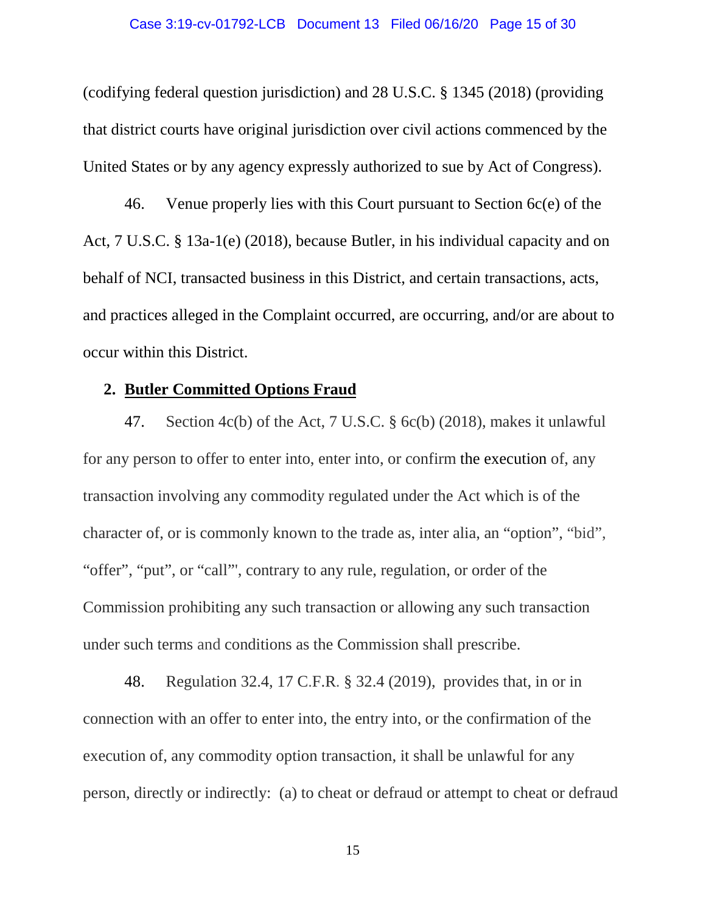(codifying federal question jurisdiction) and 28 U.S.C. § 1345 (2018) (providing that district courts have original jurisdiction over civil actions commenced by the United States or by any agency expressly authorized to sue by Act of Congress).

46. Venue properly lies with this Court pursuant to Section 6c(e) of the Act, 7 U.S.C. § 13a-1(e) (2018), because Butler, in his individual capacity and on behalf of NCI, transacted business in this District, and certain transactions, acts, and practices alleged in the Complaint occurred, are occurring, and/or are about to occur within this District.

**2. <u>Butler Committed Options Fraud</u>**

47. Section 4c(b) of the Act, 7 U.S.C. § 6c(b) (2018), makes it unlawful for any person to offer to enter into, enter into, or confirm the execution of, any transaction involving any commodity regulated under the Act which is of the character of, or is commonly known to the trade as, inter alia, an "option", "bid", "offer", "put", or "call"', contrary to any rule, regulation, or order of the Commission prohibiting any such transaction or allowing any such transaction under such terms and conditions as the Commission shall prescribe.

48. Regulation 32.4, 17 C.F.R. § 32.4 (2019), provides that, in or in connection with an offer to enter into, the entry into, or the confirmation of the execution of, any commodity option transaction, it shall be unlawful for any person, directly or indirectly: (a) to cheat or defraud or attempt to cheat or defraud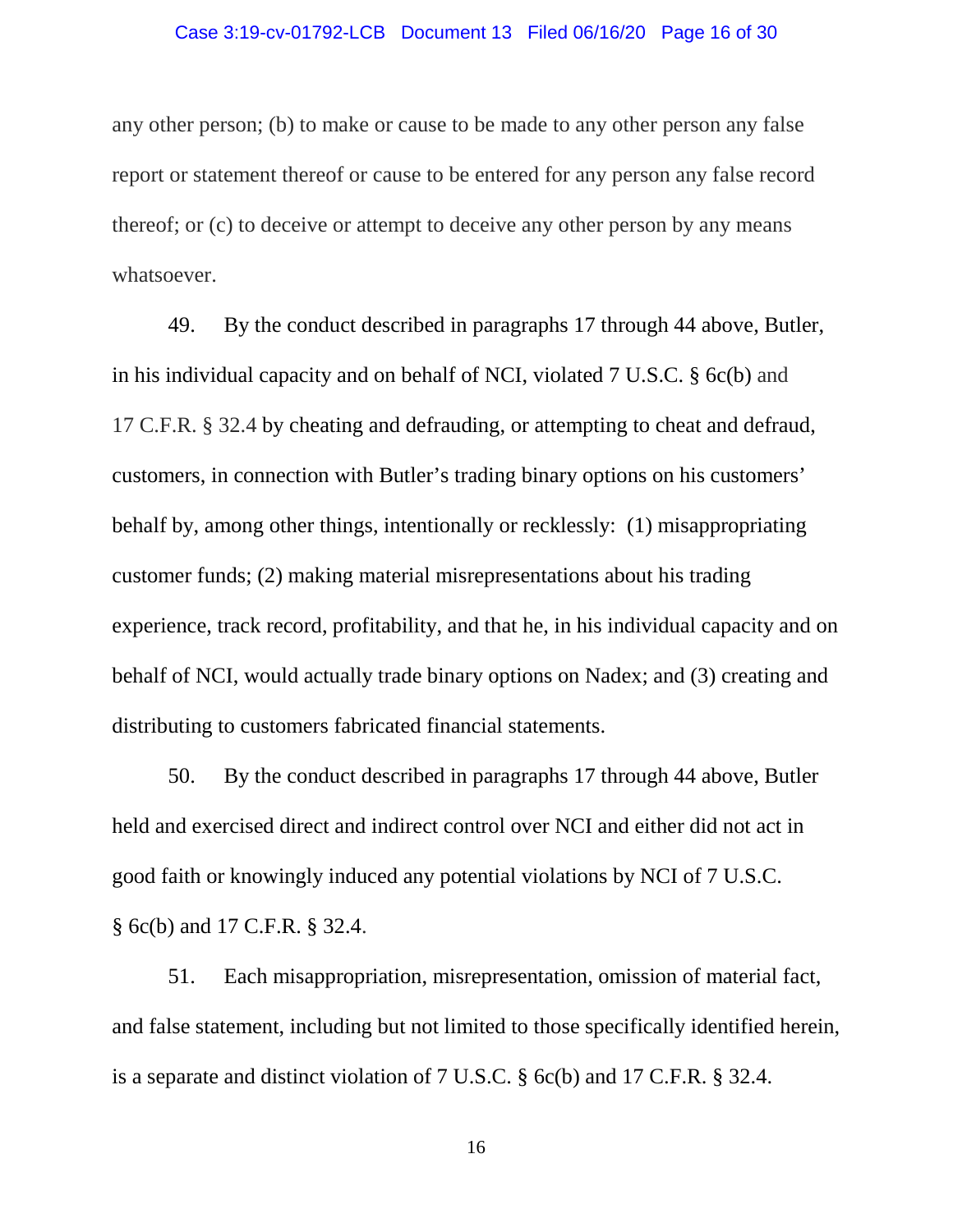any other person; (b) to make or cause to be made to any other person any false report or statement thereof or cause to be entered for any person any false record thereof; or (c) to deceive or attempt to deceive any other person by any means whatsoever.

49. By the conduct described in paragraphs 17 through 44 above, Butler, in his individual capacity and on behalf of NCI, violated 7 U.S.C. § 6c(b) and 17 C.F.R. § 32.4 by cheating and defrauding, or attempting to cheat and defraud, customers, in connection with Butler's trading binary options on his customers' behalf by, among other things, intentionally or recklessly: (1) misappropriating customer funds; (2) making material misrepresentations about his trading experience, track record, profitability, and that he, in his individual capacity and on behalf of NCI, would actually trade binary options on Nadex; and (3) creating and distributing to customers fabricated financial statements.

50. By the conduct described in paragraphs 17 through 44 above, Butler held and exercised direct and indirect control over NCI and either did not act in good faith or knowingly induced any potential violations by NCI of 7 U.S.C. § 6c(b) and 17 C.F.R. § 32.4.

51. Each misappropriation, misrepresentation, omission of material fact, and false statement, including but not limited to those specifically identified herein, is a separate and distinct violation of 7 U.S.C. § 6c(b) and 17 C.F.R. § 32.4.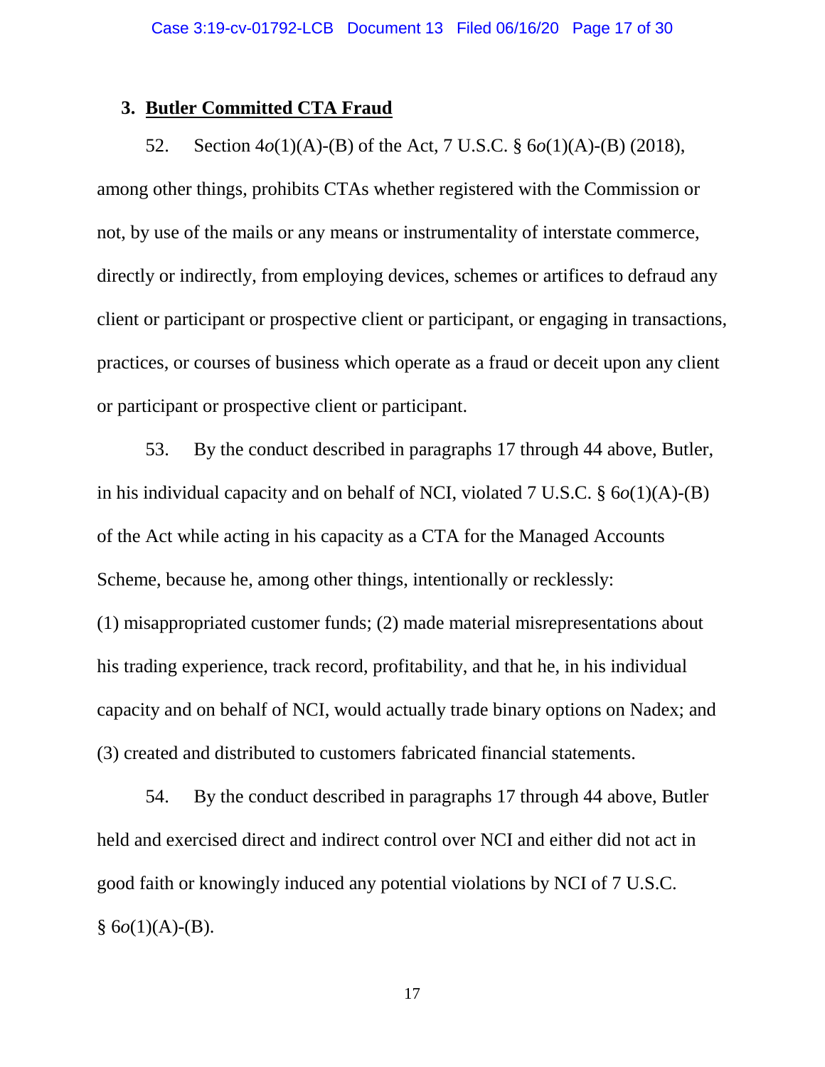### 3. Butler Committed CTA Fraud

52. Section 4*o*(1)(A)-(B) of the Act, 7 U.S.C. § 6*o*(1)(A)-(B) (2018), among other things, prohibits CTAs whether registered with the Commission or not, by use of the mails or any means or instrumentality of interstate commerce, directly or indirectly, from employing devices, schemes or artifices to defraud any client or participant or prospective client or participant, or engaging in transactions, practices, or courses of business which operate as a fraud or deceit upon any client or participant or prospective client or participant.

53. By the conduct described in paragraphs 17 through 44 above, Butler, in his individual capacity and on behalf of NCI, violated 7 U.S.C. § 6*o*(1)(A)-(B) of the Act while acting in his capacity as a CTA for the Managed Accounts Scheme, because he, among other things, intentionally or recklessly: (1) misappropriated customer funds; (2) made material misrepresentations about his trading experience, track record, profitability, and that he, in his individual capacity and on behalf of NCI, would actually trade binary options on Nadex; and (3) created and distributed to customers fabricated financial statements.

54. By the conduct described in paragraphs 17 through 44 above, Butler held and exercised direct and indirect control over NCI and either did not act in good faith or knowingly induced any potential violations by NCI of 7 U.S.C. § 6*o*(1)(A)-(B).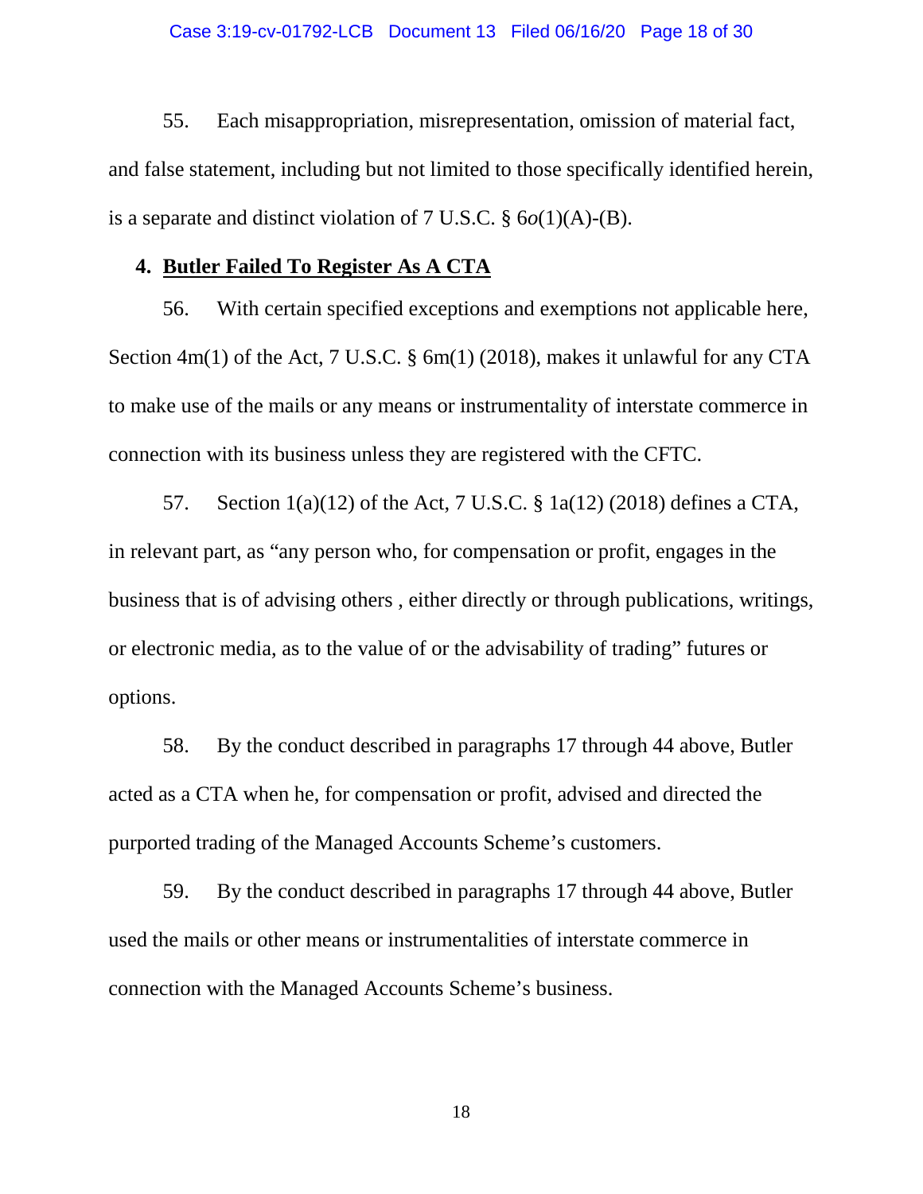55. Each misappropriation, misrepresentation, omission of material fact, and false statement, including but not limited to those specifically identified herein, is a separate and distinct violation of 7 U.S.C. § 6*o*(1)(A)-(B).

#### 4. **<u>Butler Failed To Register As A CTA</u>**

56. With certain specified exceptions and exemptions not applicable here, Section 4m(1) of the Act, 7 U.S.C. § 6m(1) (2018), makes it unlawful for any CTA to make use of the mails or any means or instrumentality of interstate commerce in connection with its business unless they are registered with the CFTC.

57. Section 1(a)(12) of the Act, 7 U.S.C. § 1a(12) (2018) defines a CTA, in relevant part, as "any person who, for compensation or profit, engages in the business that is of advising others , either directly or through publications, writings, or electronic media, as to the value of or the advisability of trading" futures or options.

58. By the conduct described in paragraphs 17 through 44 above, Butler acted as a CTA when he, for compensation or profit, advised and directed the purported trading of the Managed Accounts Scheme's customers.

59. By the conduct described in paragraphs 17 through 44 above, Butler used the mails or other means or instrumentalities of interstate commerce in connection with the Managed Accounts Scheme's business.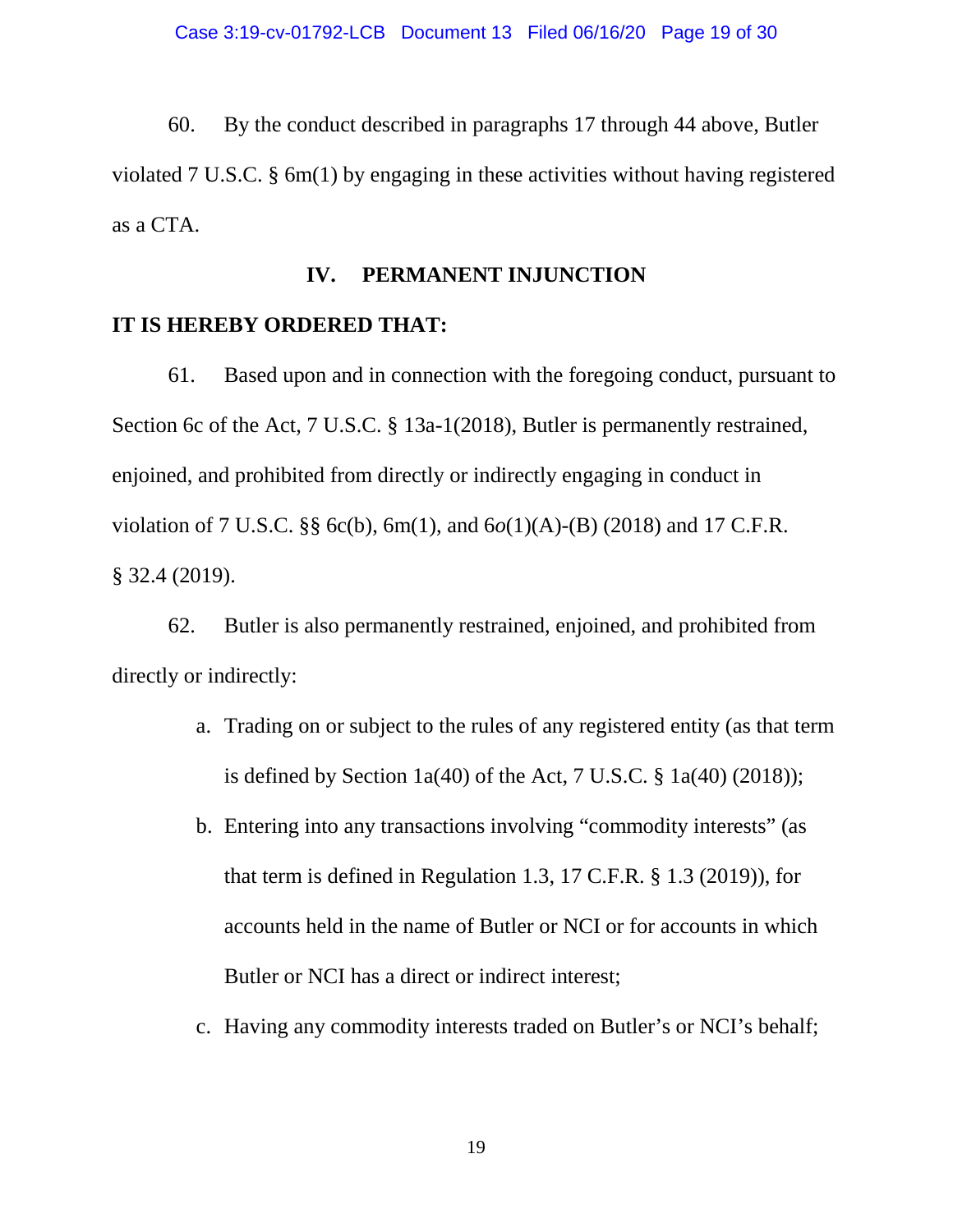60. By the conduct described in paragraphs 17 through 44 above, Butler violated 7 U.S.C. § 6m(1) by engaging in these activities without having registered as a CTA.

## IV. PERMANENT INJUNCTION

**IT IS HEREBY ORDERED THAT:**

61. Based upon and in connection with the foregoing conduct, pursuant to Section 6c of the Act, 7 U.S.C. § 13a-1(2018), Butler is permanently restrained, enjoined, and prohibited from directly or indirectly engaging in conduct in violation of 7 U.S.C. §§ 6c(b), 6m(1), and 6*o*(1)(A)-(B) (2018) and 17 C.F.R. § 32.4 (2019).

62. Butler is also permanently restrained, enjoined, and prohibited from directly or indirectly:

a. Trading on or subject to the rules of any registered entity (as that term is defined by Section 1a(40) of the Act, 7 U.S.C. § 1a(40) (2018));

b. Entering into any transactions involving "commodity interests" (as that term is defined in Regulation 1.3, 17 C.F.R. § 1.3 (2019)), for accounts held in the name of Butler or NCI or for accounts in which Butler or NCI has a direct or indirect interest;

c. Having any commodity interests traded on Butler's or NCI's behalf;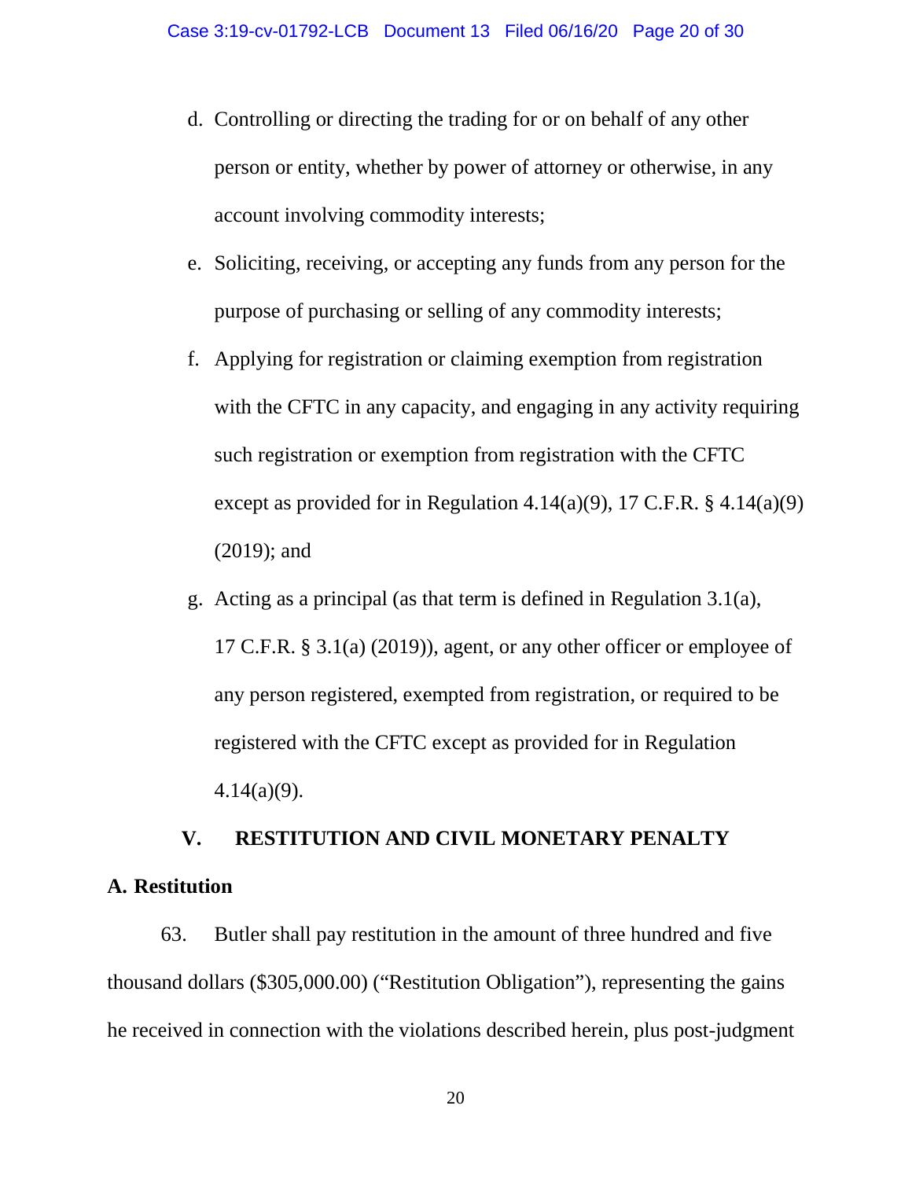d. Controlling or directing the trading for or on behalf of any other person or entity, whether by power of attorney or otherwise, in any account involving commodity interests;

e. Soliciting, receiving, or accepting any funds from any person for the purpose of purchasing or selling of any commodity interests;

f. Applying for registration or claiming exemption from registration with the CFTC in any capacity, and engaging in any activity requiring such registration or exemption from registration with the CFTC except as provided for in Regulation 4.14(a)(9), 17 C.F.R. § 4.14(a)(9) (2019); and

g. Acting as a principal (as that term is defined in Regulation 3.1(a), 17 C.F.R. § 3.1(a) (2019)), agent, or any other officer or employee of any person registered, exempted from registration, or required to be registered with the CFTC except as provided for in Regulation 4.14(a)(9).

## V. RESTITUTION AND CIVIL MONETARY PENALTY

### A. Restitution

63. Butler shall pay restitution in the amount of three hundred and five thousand dollars ($305,000.00) ("Restitution Obligation"), representing the gains he received in connection with the violations described herein, plus post-judgment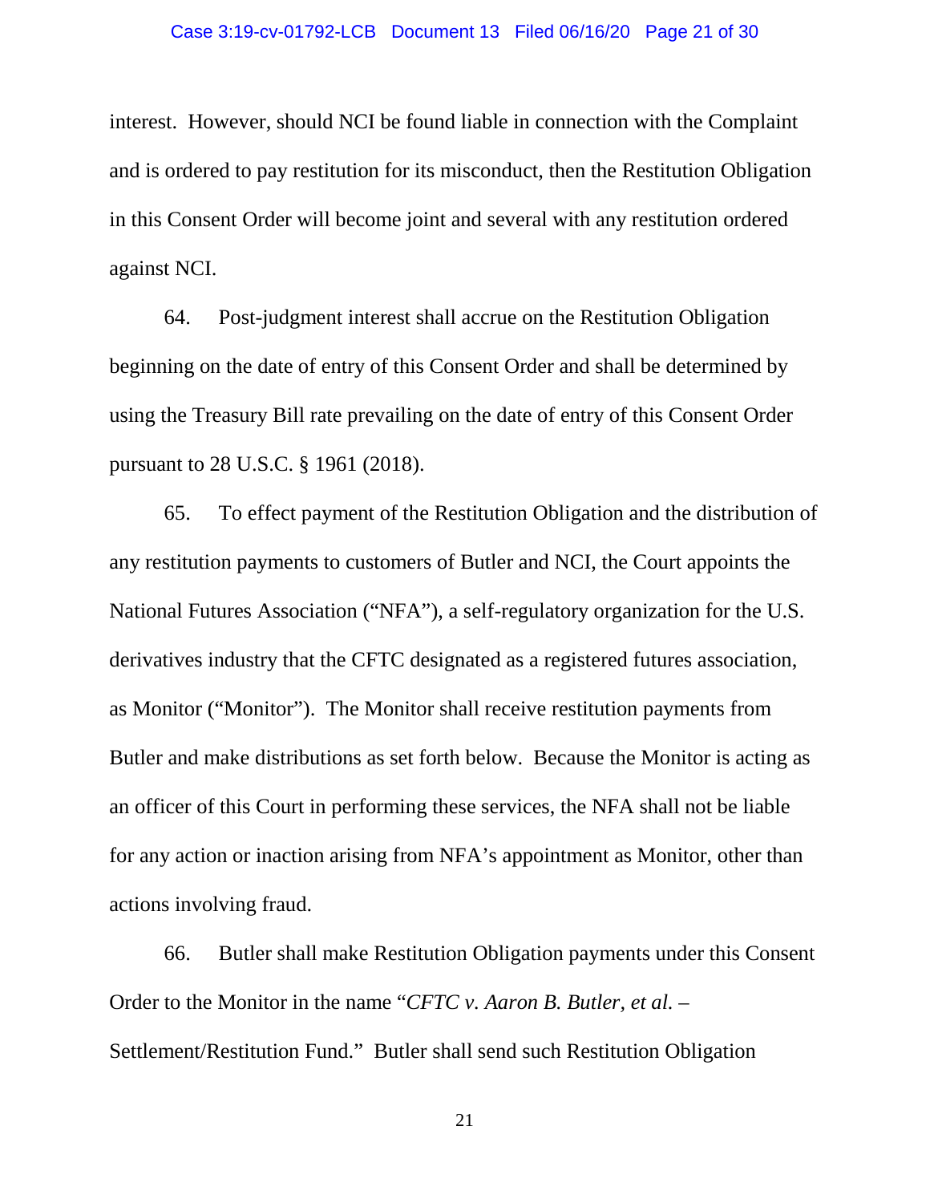interest. However, should NCI be found liable in connection with the Complaint and is ordered to pay restitution for its misconduct, then the Restitution Obligation in this Consent Order will become joint and several with any restitution ordered against NCI.

64. Post-judgment interest shall accrue on the Restitution Obligation beginning on the date of entry of this Consent Order and shall be determined by using the Treasury Bill rate prevailing on the date of entry of this Consent Order pursuant to 28 U.S.C. § 1961 (2018).

65. To effect payment of the Restitution Obligation and the distribution of any restitution payments to customers of Butler and NCI, the Court appoints the National Futures Association ("NFA"), a self-regulatory organization for the U.S. derivatives industry that the CFTC designated as a registered futures association, as Monitor ("Monitor"). The Monitor shall receive restitution payments from Butler and make distributions as set forth below. Because the Monitor is acting as an officer of this Court in performing these services, the NFA shall not be liable for any action or inaction arising from NFA's appointment as Monitor, other than actions involving fraud.

66. Butler shall make Restitution Obligation payments under this Consent Order to the Monitor in the name "*CFTC v. Aaron B. Butler, et al.* – Settlement/Restitution Fund." Butler shall send such Restitution Obligation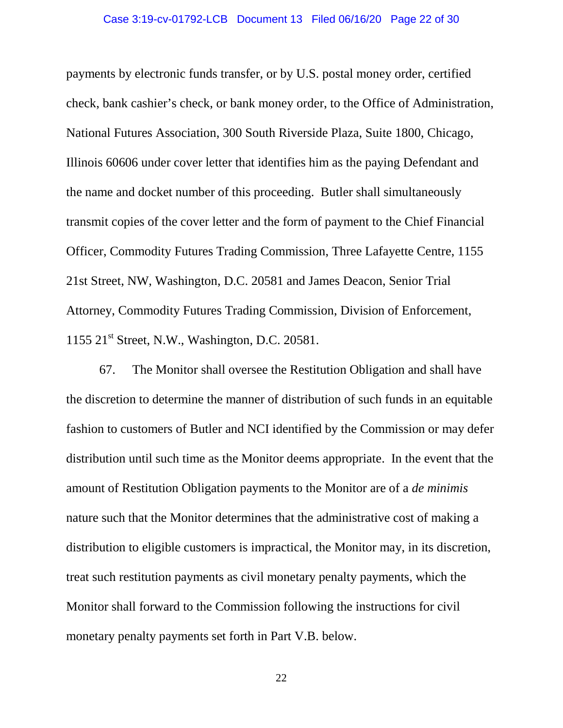payments by electronic funds transfer, or by U.S. postal money order, certified check, bank cashier's check, or bank money order, to the Office of Administration, National Futures Association, 300 South Riverside Plaza, Suite 1800, Chicago, Illinois 60606 under cover letter that identifies him as the paying Defendant and the name and docket number of this proceeding. Butler shall simultaneously transmit copies of the cover letter and the form of payment to the Chief Financial Officer, Commodity Futures Trading Commission, Three Lafayette Centre, 1155 21st Street, NW, Washington, D.C. 20581 and James Deacon, Senior Trial Attorney, Commodity Futures Trading Commission, Division of Enforcement, 1155 21st Street, N.W., Washington, D.C. 20581.

67. The Monitor shall oversee the Restitution Obligation and shall have the discretion to determine the manner of distribution of such funds in an equitable fashion to customers of Butler and NCI identified by the Commission or may defer distribution until such time as the Monitor deems appropriate. In the event that the amount of Restitution Obligation payments to the Monitor are of a *de minimis* nature such that the Monitor determines that the administrative cost of making a distribution to eligible customers is impractical, the Monitor may, in its discretion, treat such restitution payments as civil monetary penalty payments, which the Monitor shall forward to the Commission following the instructions for civil monetary penalty payments set forth in Part V.B. below.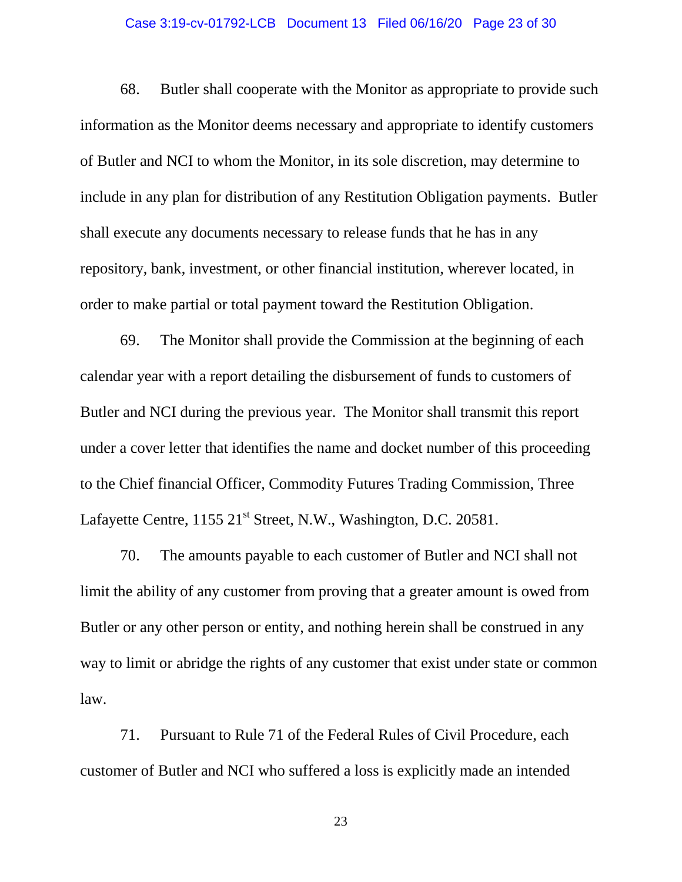68. Butler shall cooperate with the Monitor as appropriate to provide such information as the Monitor deems necessary and appropriate to identify customers of Butler and NCI to whom the Monitor, in its sole discretion, may determine to include in any plan for distribution of any Restitution Obligation payments. Butler shall execute any documents necessary to release funds that he has in any repository, bank, investment, or other financial institution, wherever located, in order to make partial or total payment toward the Restitution Obligation.

69. The Monitor shall provide the Commission at the beginning of each calendar year with a report detailing the disbursement of funds to customers of Butler and NCI during the previous year. The Monitor shall transmit this report under a cover letter that identifies the name and docket number of this proceeding to the Chief financial Officer, Commodity Futures Trading Commission, Three Lafayette Centre, 1155 21st Street, N.W., Washington, D.C. 20581.

70. The amounts payable to each customer of Butler and NCI shall not limit the ability of any customer from proving that a greater amount is owed from Butler or any other person or entity, and nothing herein shall be construed in any way to limit or abridge the rights of any customer that exist under state or common law.

71. Pursuant to Rule 71 of the Federal Rules of Civil Procedure, each customer of Butler and NCI who suffered a loss is explicitly made an intended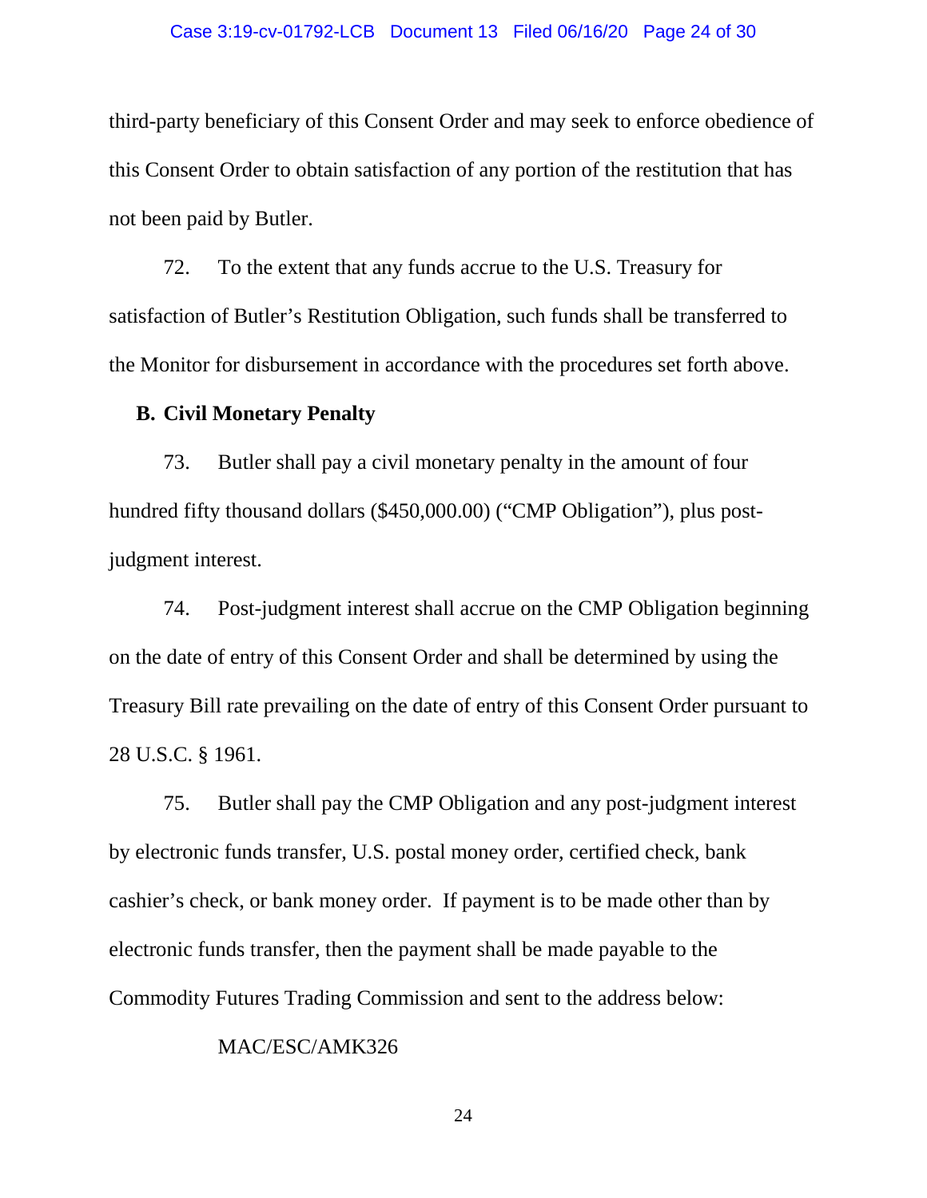third-party beneficiary of this Consent Order and may seek to enforce obedience of this Consent Order to obtain satisfaction of any portion of the restitution that has not been paid by Butler.

72. To the extent that any funds accrue to the U.S. Treasury for satisfaction of Butler's Restitution Obligation, such funds shall be transferred to the Monitor for disbursement in accordance with the procedures set forth above.

**B. Civil Monetary Penalty**

73. Butler shall pay a civil monetary penalty in the amount of four hundred fifty thousand dollars ($450,000.00) ("CMP Obligation"), plus post-judgment interest.

74. Post-judgment interest shall accrue on the CMP Obligation beginning on the date of entry of this Consent Order and shall be determined by using the Treasury Bill rate prevailing on the date of entry of this Consent Order pursuant to 28 U.S.C. § 1961.

75. Butler shall pay the CMP Obligation and any post-judgment interest by electronic funds transfer, U.S. postal money order, certified check, bank cashier's check, or bank money order. If payment is to be made other than by electronic funds transfer, then the payment shall be made payable to the Commodity Futures Trading Commission and sent to the address below:

MAC/ESC/AMK326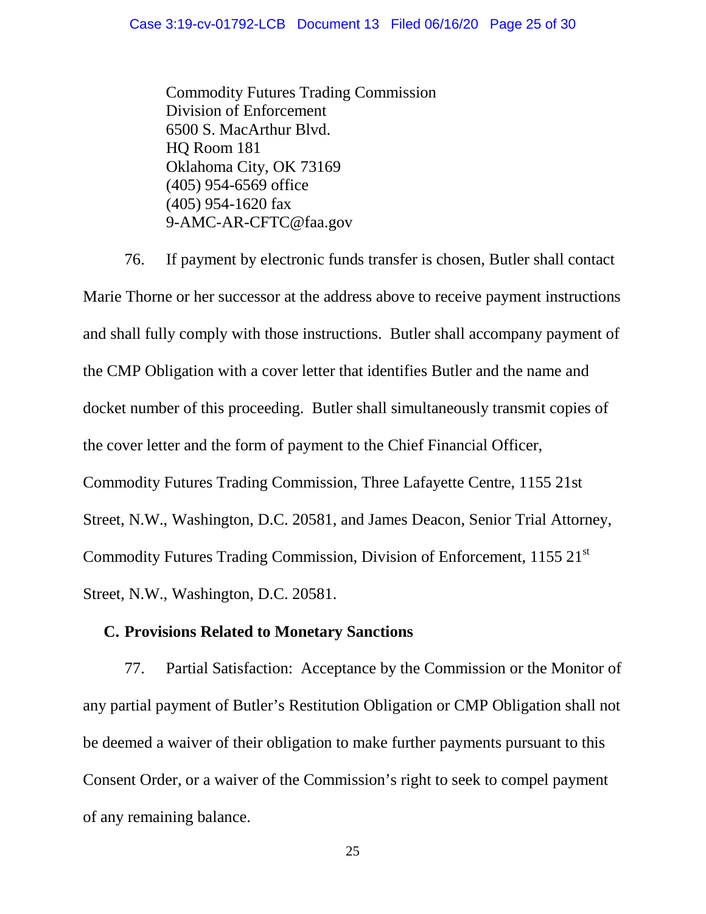Commodity Futures Trading Commission
Division of Enforcement
6500 S. MacArthur Blvd.
HQ Room 181
Oklahoma City, OK 73169
(405) 954-6569 office
(405) 954-1620 fax
9-AMC-AR-CFTC@faa.gov

76. If payment by electronic funds transfer is chosen, Butler shall contact Marie Thorne or her successor at the address above to receive payment instructions and shall fully comply with those instructions. Butler shall accompany payment of the CMP Obligation with a cover letter that identifies Butler and the name and docket number of this proceeding. Butler shall simultaneously transmit copies of the cover letter and the form of payment to the Chief Financial Officer, Commodity Futures Trading Commission, Three Lafayette Centre, 1155 21st Street, N.W., Washington, D.C. 20581, and James Deacon, Senior Trial Attorney, Commodity Futures Trading Commission, Division of Enforcement, 1155 21st Street, N.W., Washington, D.C. 20581.

### C. Provisions Related to Monetary Sanctions

77. Partial Satisfaction: Acceptance by the Commission or the Monitor of any partial payment of Butler's Restitution Obligation or CMP Obligation shall not be deemed a waiver of their obligation to make further payments pursuant to this Consent Order, or a waiver of the Commission's right to seek to compel payment of any remaining balance.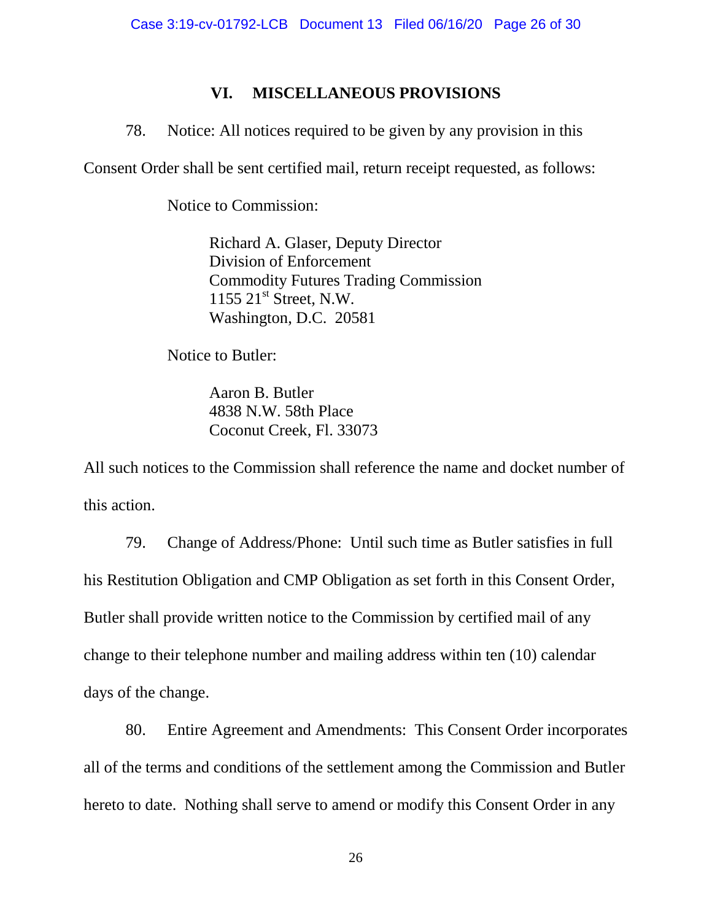## VI. MISCELLANEOUS PROVISIONS

78. Notice: All notices required to be given by any provision in this Consent Order shall be sent certified mail, return receipt requested, as follows:

Notice to Commission:

> Richard A. Glaser, Deputy Director
> Division of Enforcement
> Commodity Futures Trading Commission
> 1155 21st Street, N.W.
> Washington, D.C. 20581

Notice to Butler:

> Aaron B. Butler
> 4838 N.W. 58th Place
> Coconut Creek, Fl. 33073

All such notices to the Commission shall reference the name and docket number of this action.

79. Change of Address/Phone: Until such time as Butler satisfies in full his Restitution Obligation and CMP Obligation as set forth in this Consent Order, Butler shall provide written notice to the Commission by certified mail of any change to their telephone number and mailing address within ten (10) calendar days of the change.

80. Entire Agreement and Amendments: This Consent Order incorporates all of the terms and conditions of the settlement among the Commission and Butler hereto to date. Nothing shall serve to amend or modify this Consent Order in any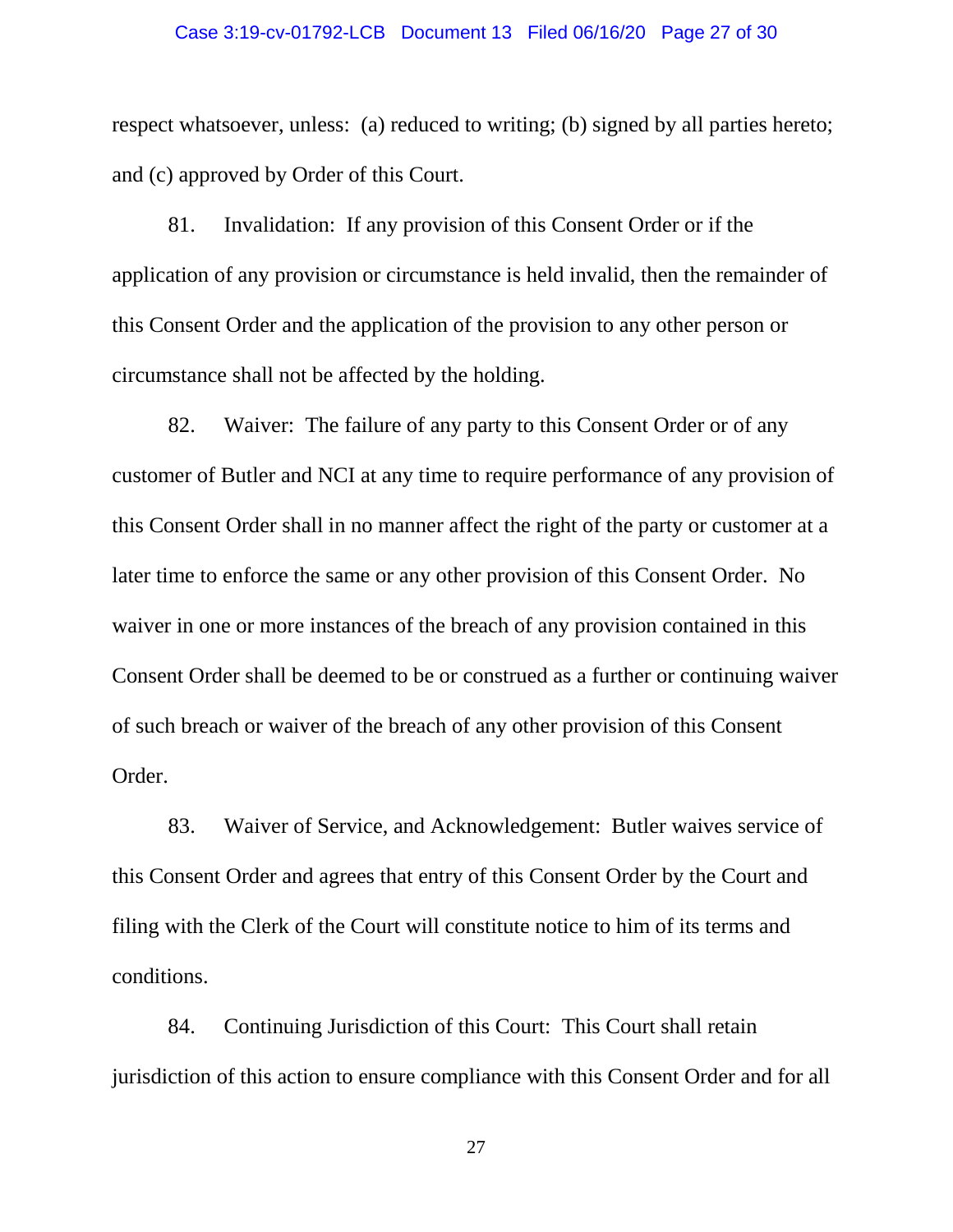respect whatsoever, unless: (a) reduced to writing; (b) signed by all parties hereto; and (c) approved by Order of this Court.

81. Invalidation: If any provision of this Consent Order or if the application of any provision or circumstance is held invalid, then the remainder of this Consent Order and the application of the provision to any other person or circumstance shall not be affected by the holding.

82. Waiver: The failure of any party to this Consent Order or of any customer of Butler and NCI at any time to require performance of any provision of this Consent Order shall in no manner affect the right of the party or customer at a later time to enforce the same or any other provision of this Consent Order. No waiver in one or more instances of the breach of any provision contained in this Consent Order shall be deemed to be or construed as a further or continuing waiver of such breach or waiver of the breach of any other provision of this Consent Order.

83. Waiver of Service, and Acknowledgement: Butler waives service of this Consent Order and agrees that entry of this Consent Order by the Court and filing with the Clerk of the Court will constitute notice to him of its terms and conditions.

84. Continuing Jurisdiction of this Court: This Court shall retain jurisdiction of this action to ensure compliance with this Consent Order and for all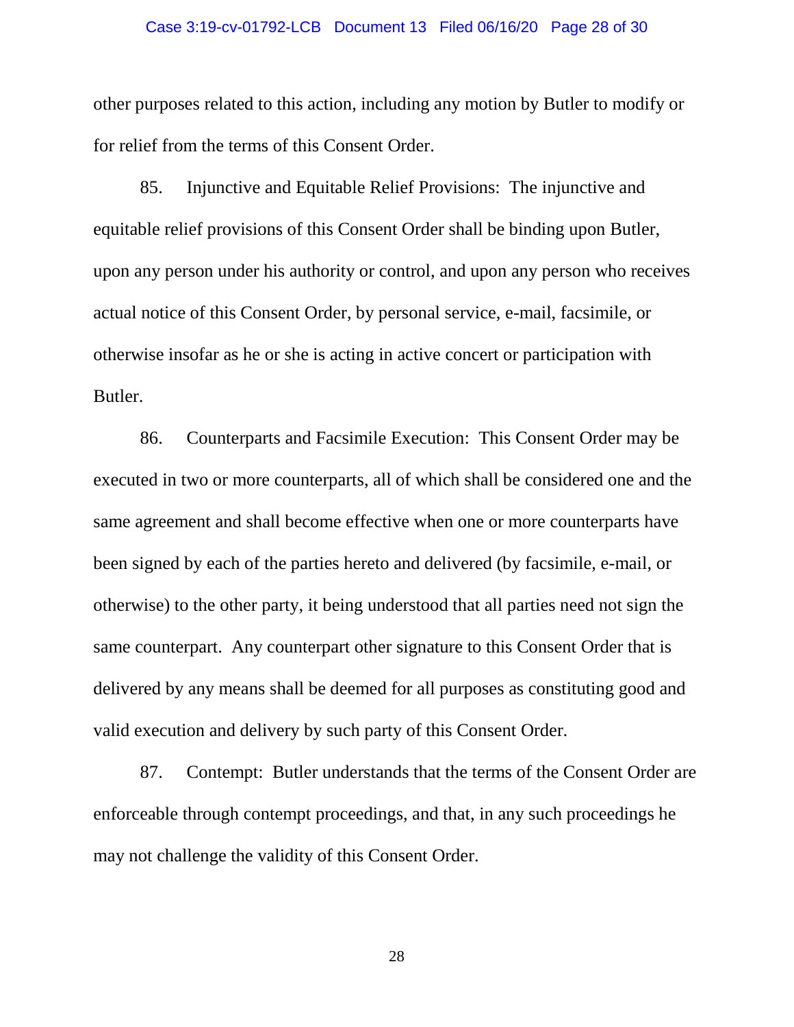other purposes related to this action, including any motion by Butler to modify or for relief from the terms of this Consent Order.

85. Injunctive and Equitable Relief Provisions: The injunctive and equitable relief provisions of this Consent Order shall be binding upon Butler, upon any person under his authority or control, and upon any person who receives actual notice of this Consent Order, by personal service, e-mail, facsimile, or otherwise insofar as he or she is acting in active concert or participation with Butler.

86. Counterparts and Facsimile Execution: This Consent Order may be executed in two or more counterparts, all of which shall be considered one and the same agreement and shall become effective when one or more counterparts have been signed by each of the parties hereto and delivered (by facsimile, e-mail, or otherwise) to the other party, it being understood that all parties need not sign the same counterpart. Any counterpart other signature to this Consent Order that is delivered by any means shall be deemed for all purposes as constituting good and valid execution and delivery by such party of this Consent Order.

87. Contempt: Butler understands that the terms of the Consent Order are enforceable through contempt proceedings, and that, in any such proceedings he may not challenge the validity of this Consent Order.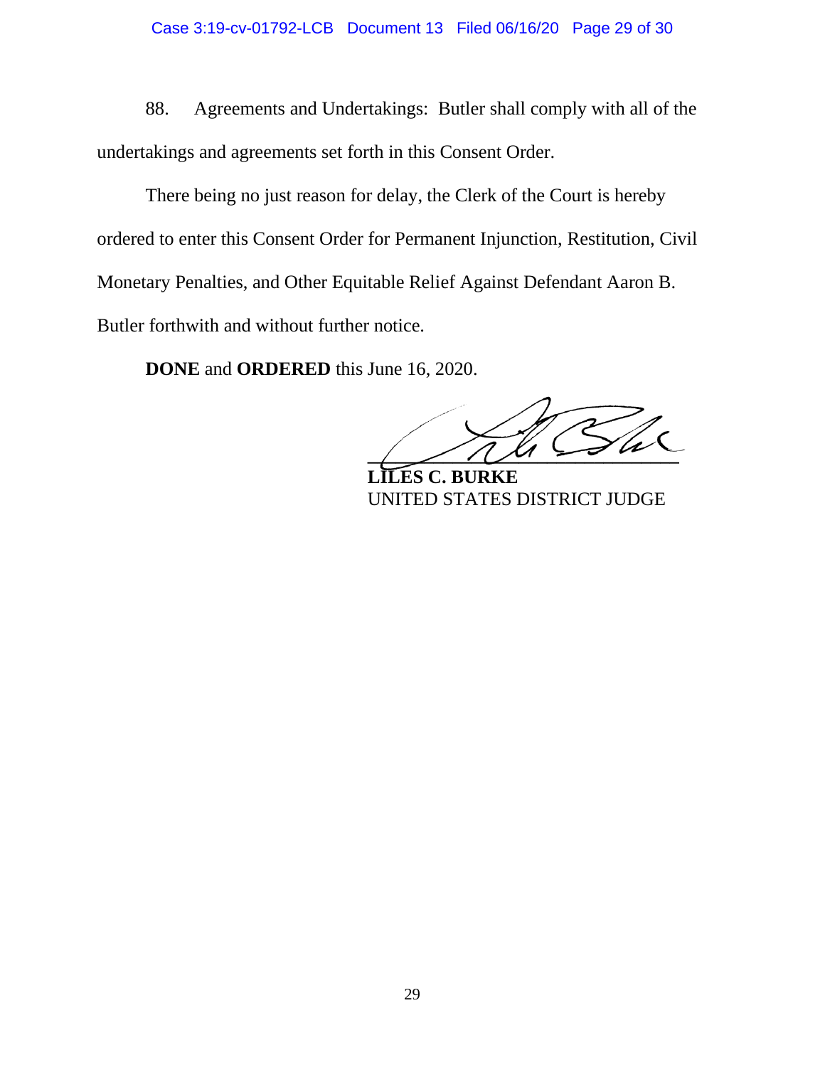88. Agreements and Undertakings: Butler shall comply with all of the undertakings and agreements set forth in this Consent Order.

There being no just reason for delay, the Clerk of the Court is hereby ordered to enter this Consent Order for Permanent Injunction, Restitution, Civil Monetary Penalties, and Other Equitable Relief Against Defendant Aaron B. Butler forthwith and without further notice.

**DONE** and **ORDERED** this June 16, 2020.

**LILES C. BURKE**
UNITED STATES DISTRICT JUDGE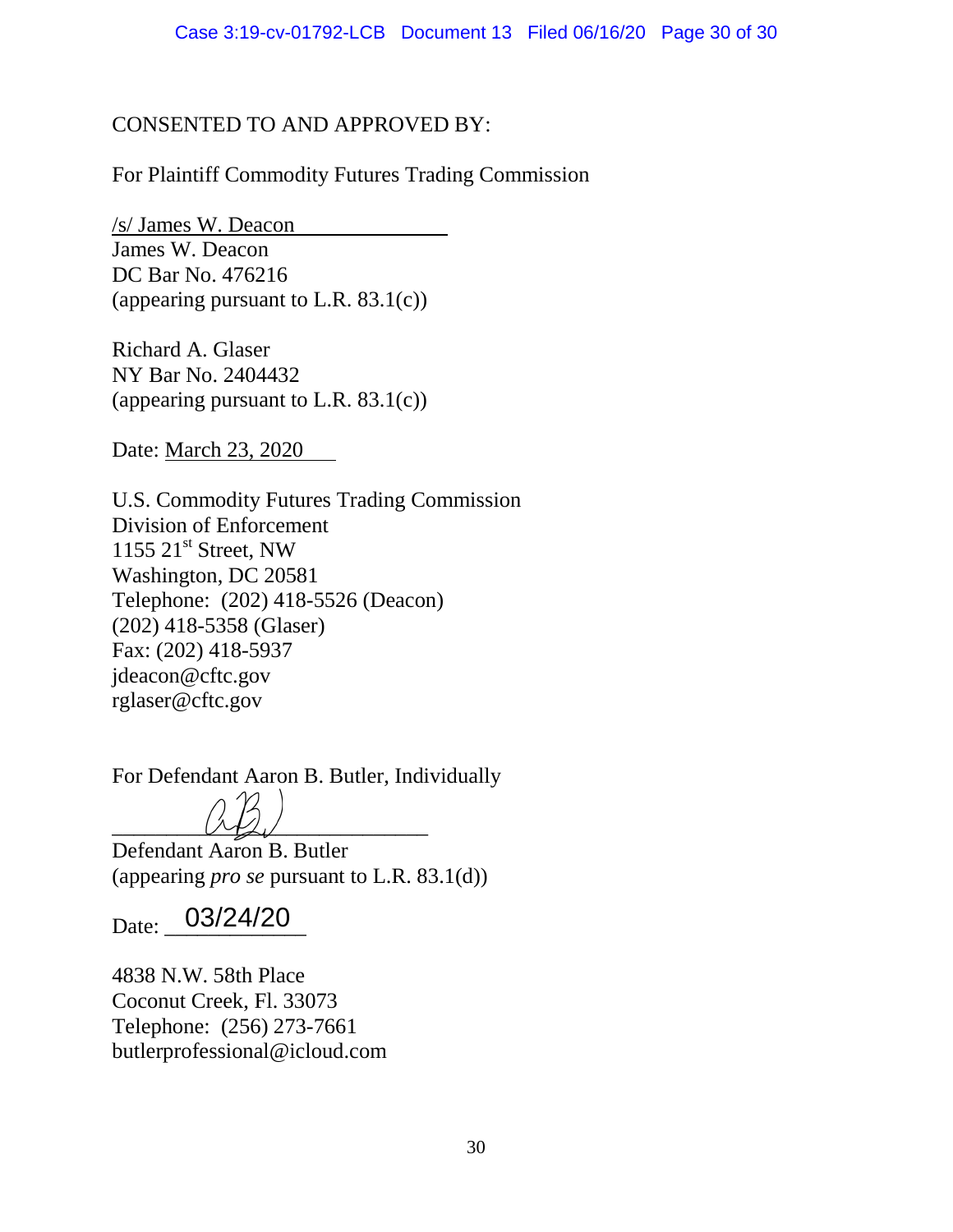CONSENTED TO AND APPROVED BY:

For Plaintiff Commodity Futures Trading Commission

/s/ James W. Deacon
James W. Deacon
DC Bar No. 476216
(appearing pursuant to L.R. 83.1(c))

Richard A. Glaser
NY Bar No. 2404432
(appearing pursuant to L.R. 83.1(c))

Date: March 23, 2020

U.S. Commodity Futures Trading Commission
Division of Enforcement
1155 21st Street, NW
Washington, DC 20581
Telephone: (202) 418-5526 (Deacon)
(202) 418-5358 (Glaser)
Fax: (202) 418-5937
jdeacon@cftc.gov
rglaser@cftc.gov

For Defendant Aaron B. Butler, Individually

\_\_\_\_\_\_\_\_\_\_\_\_\_\_\_\_\_\_\_\_\_\_\_\_\_\_\_\_\_\_
Defendant Aaron B. Butler
(appearing *pro se* pursuant to L.R. 83.1(d))

Date: 03/24/20

4838 N.W. 58th Place
Coconut Creek, Fl. 33073
Telephone: (256) 273-7661
butlerprofessional@icloud.com